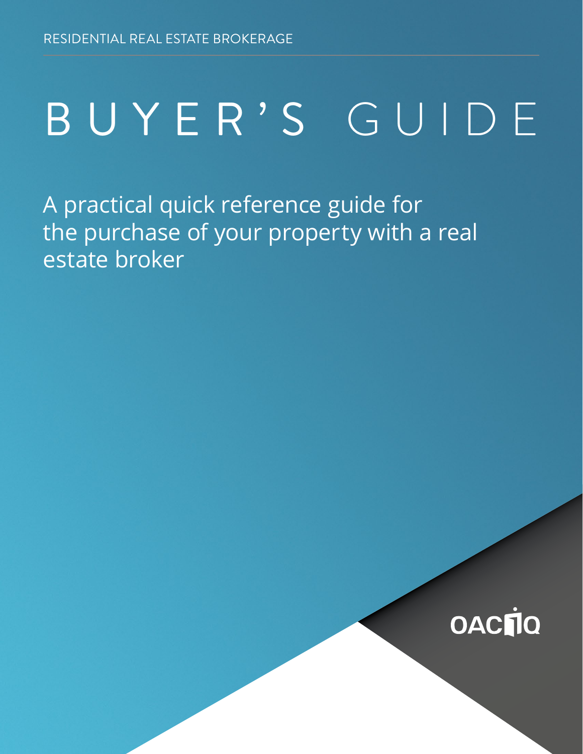RESIDENTIAL REAL ESTATE BROKERAGE

# BUYER'S GUIDE

A practical quick reference guide for the purchase of your property with a real estate broker

OACIQ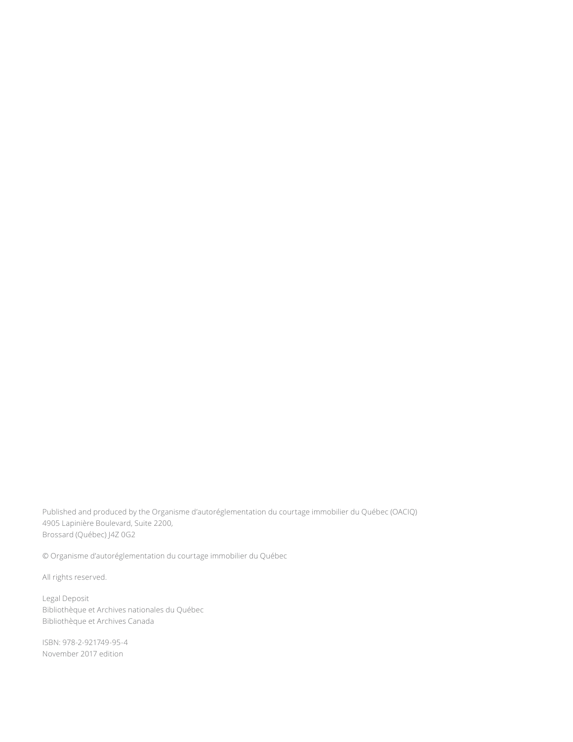Published and produced by the Organisme d'autoréglementation du courtage immobilier du Québec (OACIQ)
4905 Lapinière Boulevard, Suite 2200,
Brossard (Québec) J4Z 0G2

© Organisme d'autoréglementation du courtage immobilier du Québec

All rights reserved.

Legal Deposit
Bibliothèque et Archives nationales du Québec
Bibliothèque et Archives Canada

ISBN: 978-2-921749-95-4
November 2017 edition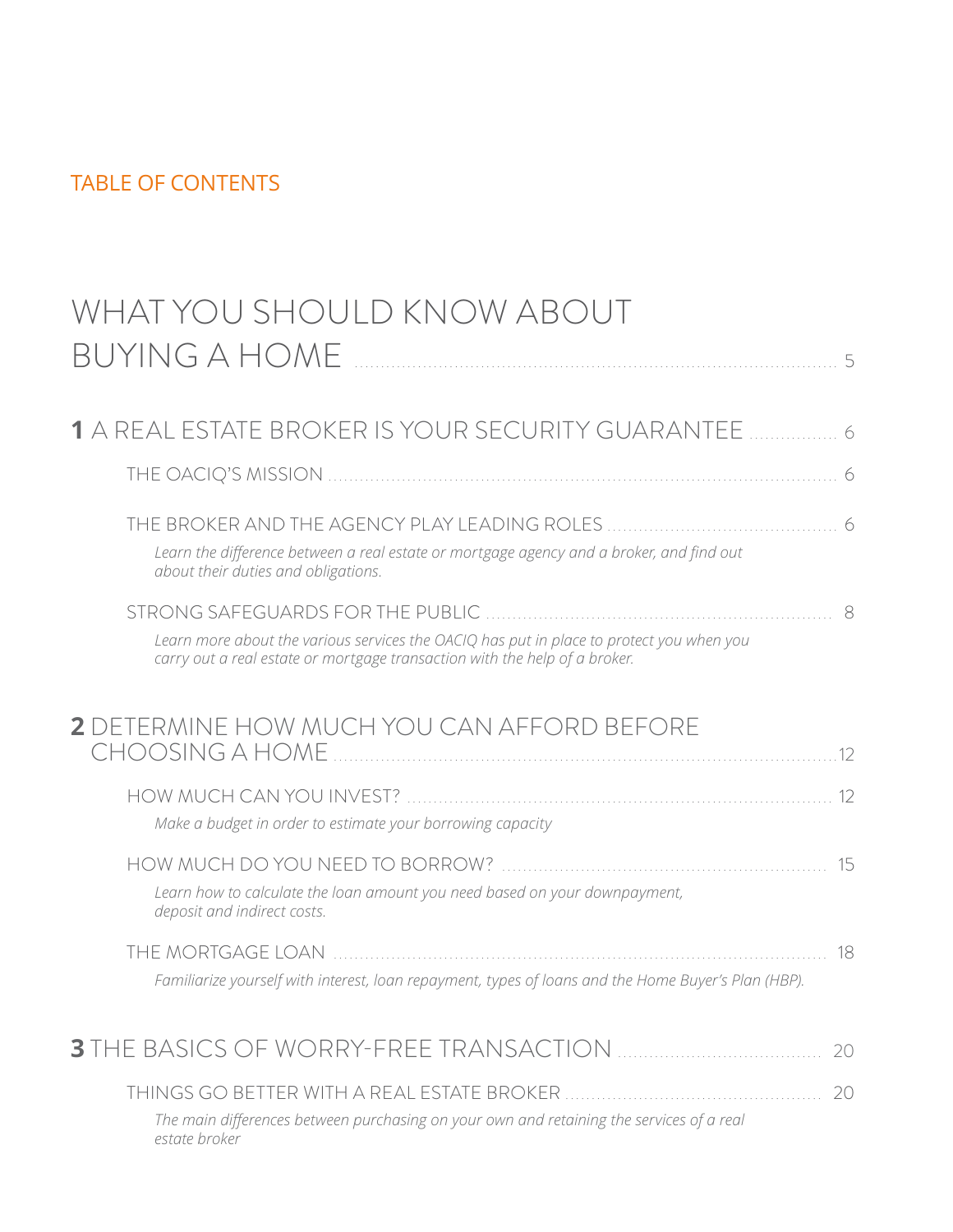## TABLE OF CONTENTS

# WHAT YOU SHOULD KNOW ABOUT BUYING A HOME ..... 5

## 1 A REAL ESTATE BROKER IS YOUR SECURITY GUARANTEE ..... 6

THE OACIQ'S MISSION ..... 6

THE BROKER AND THE AGENCY PLAY LEADING ROLES ..... 6

*Learn the difference between a real estate or mortgage agency and a broker, and find out about their duties and obligations.*

STRONG SAFEGUARDS FOR THE PUBLIC ..... 8

*Learn more about the various services the OACIQ has put in place to protect you when you carry out a real estate or mortgage transaction with the help of a broker.*

## 2 DETERMINE HOW MUCH YOU CAN AFFORD BEFORE CHOOSING A HOME ..... 12

HOW MUCH CAN YOU INVEST? ..... 12

*Make a budget in order to estimate your borrowing capacity*

HOW MUCH DO YOU NEED TO BORROW? ..... 15

*Learn how to calculate the loan amount you need based on your downpayment, deposit and indirect costs.*

THE MORTGAGE LOAN ..... 18

*Familiarize yourself with interest, loan repayment, types of loans and the Home Buyer's Plan (HBP).*

## 3 THE BASICS OF WORRY-FREE TRANSACTION ..... 20

THINGS GO BETTER WITH A REAL ESTATE BROKER ..... 20

*The main differences between purchasing on your own and retaining the services of a real estate broker*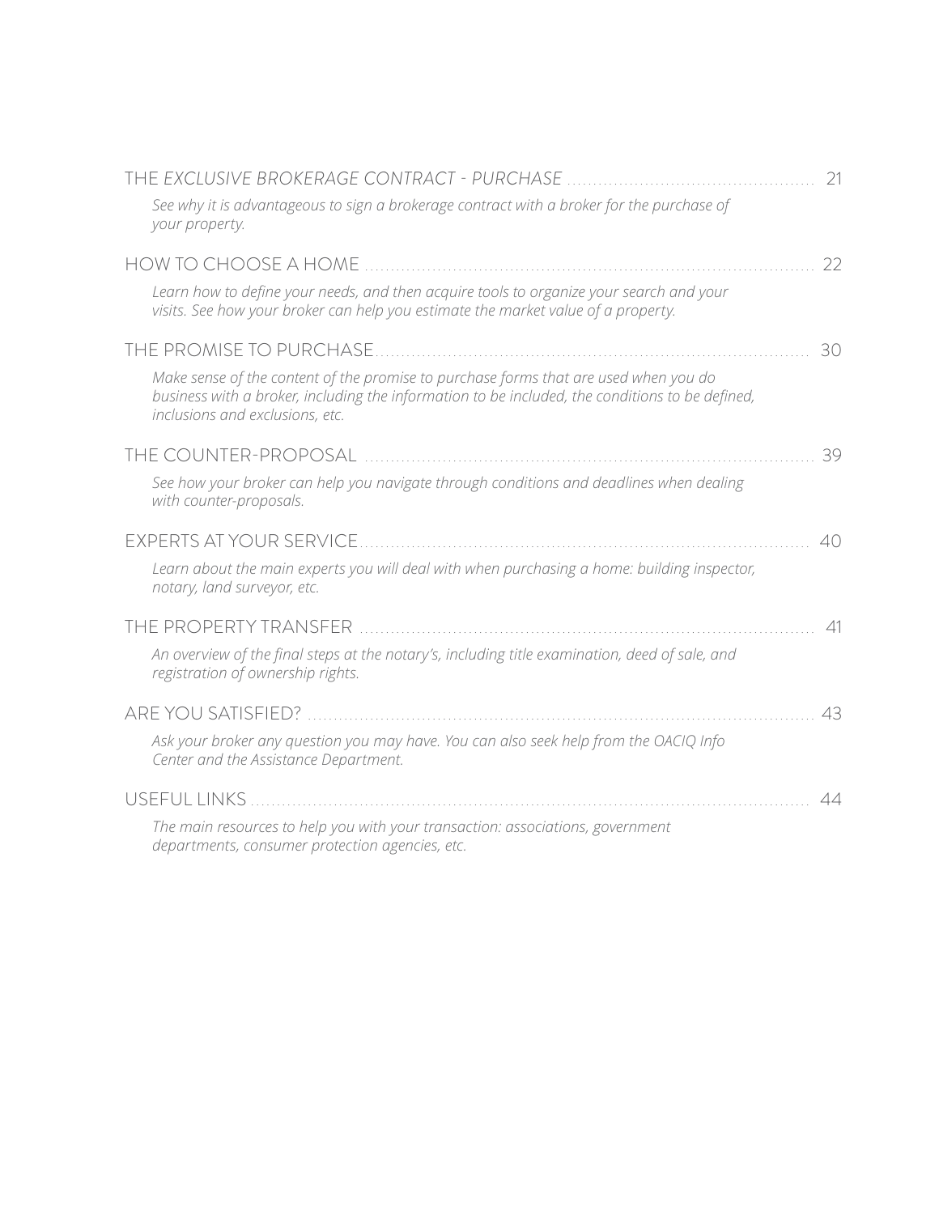THE *EXCLUSIVE BROKERAGE CONTRACT - PURCHASE* ........................................ 21

*See why it is advantageous to sign a brokerage contract with a broker for the purchase of your property.*

HOW TO CHOOSE A HOME ........................................ 22

*Learn how to define your needs, and then acquire tools to organize your search and your visits. See how your broker can help you estimate the market value of a property.*

THE PROMISE TO PURCHASE ........................................ 30

*Make sense of the content of the promise to purchase forms that are used when you do business with a broker, including the information to be included, the conditions to be defined, inclusions and exclusions, etc.*

THE COUNTER-PROPOSAL ........................................ 39

*See how your broker can help you navigate through conditions and deadlines when dealing with counter-proposals.*

EXPERTS AT YOUR SERVICE ........................................ 40

*Learn about the main experts you will deal with when purchasing a home: building inspector, notary, land surveyor, etc.*

THE PROPERTY TRANSFER ........................................ 41

*An overview of the final steps at the notary's, including title examination, deed of sale, and registration of ownership rights.*

ARE YOU SATISFIED? ........................................ 43

*Ask your broker any question you may have. You can also seek help from the OACIQ Info Center and the Assistance Department.*

USEFUL LINKS ........................................ 44

*The main resources to help you with your transaction: associations, government departments, consumer protection agencies, etc.*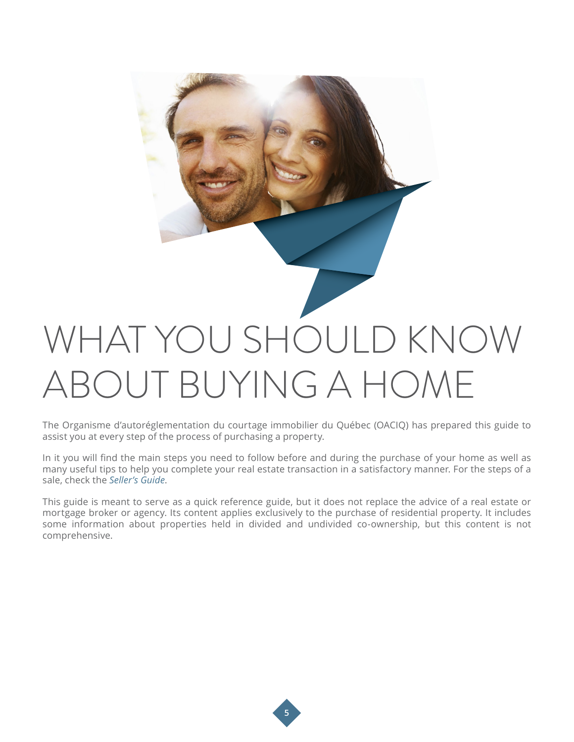# WHAT YOU SHOULD KNOW ABOUT BUYING A HOME

The Organisme d'autoréglementation du courtage immobilier du Québec (OACIQ) has prepared this guide to assist you at every step of the process of purchasing a property.

In it you will find the main steps you need to follow before and during the purchase of your home as well as many useful tips to help you complete your real estate transaction in a satisfactory manner. For the steps of a sale, check the *Seller's Guide*.

This guide is meant to serve as a quick reference guide, but it does not replace the advice of a real estate or mortgage broker or agency. Its content applies exclusively to the purchase of residential property. It includes some information about properties held in divided and undivided co-ownership, but this content is not comprehensive.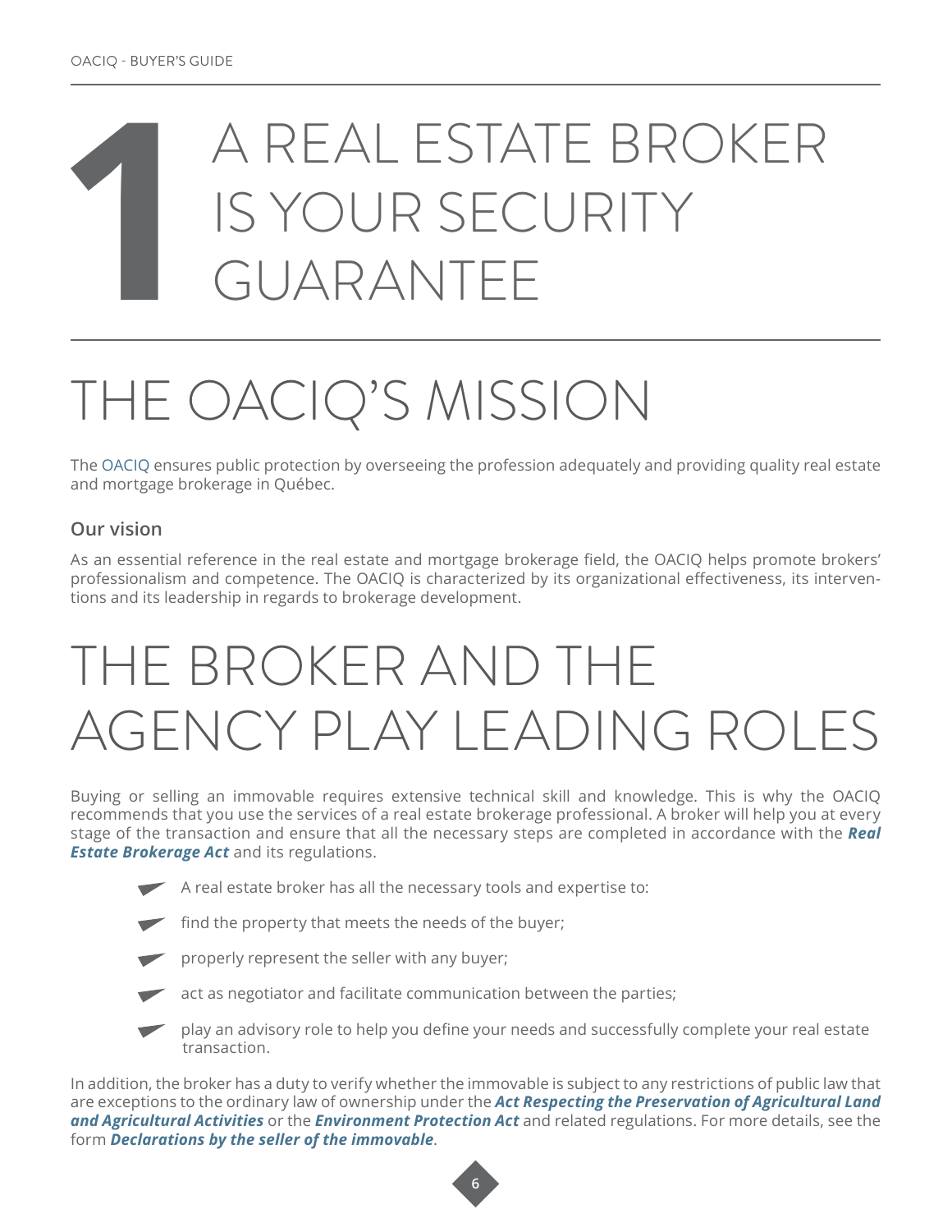# 1 A REAL ESTATE BROKER IS YOUR SECURITY GUARANTEE

## THE OACIQ'S MISSION

The OACIQ ensures public protection by overseeing the profession adequately and providing quality real estate and mortgage brokerage in Québec.

### Our vision

As an essential reference in the real estate and mortgage brokerage field, the OACIQ helps promote brokers' professionalism and competence. The OACIQ is characterized by its organizational effectiveness, its interventions and its leadership in regards to brokerage development.

## THE BROKER AND THE AGENCY PLAY LEADING ROLES

Buying or selling an immovable requires extensive technical skill and knowledge. This is why the OACIQ recommends that you use the services of a real estate brokerage professional. A broker will help you at every stage of the transaction and ensure that all the necessary steps are completed in accordance with the ***Real Estate Brokerage Act*** and its regulations.

- A real estate broker has all the necessary tools and expertise to:
- find the property that meets the needs of the buyer;
- properly represent the seller with any buyer;
- act as negotiator and facilitate communication between the parties;
- play an advisory role to help you define your needs and successfully complete your real estate transaction.

In addition, the broker has a duty to verify whether the immovable is subject to any restrictions of public law that are exceptions to the ordinary law of ownership under the ***Act Respecting the Preservation of Agricultural Land and Agricultural Activities*** or the ***Environment Protection Act*** and related regulations. For more details, see the form ***Declarations by the seller of the immovable***.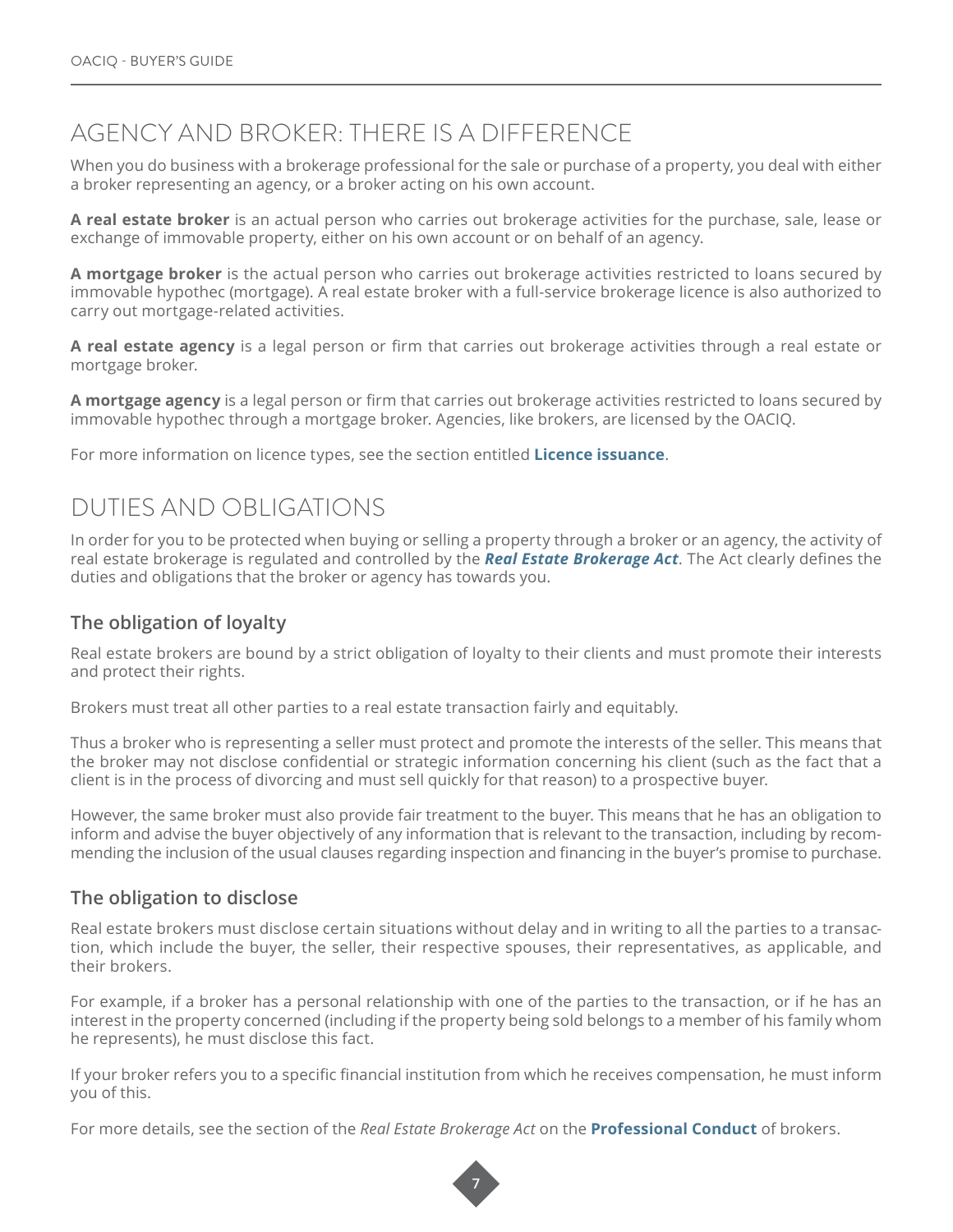## AGENCY AND BROKER: THERE IS A DIFFERENCE

When you do business with a brokerage professional for the sale or purchase of a property, you deal with either a broker representing an agency, or a broker acting on his own account.

**A real estate broker** is an actual person who carries out brokerage activities for the purchase, sale, lease or exchange of immovable property, either on his own account or on behalf of an agency.

**A mortgage broker** is the actual person who carries out brokerage activities restricted to loans secured by immovable hypothec (mortgage). A real estate broker with a full-service brokerage licence is also authorized to carry out mortgage-related activities.

**A real estate agency** is a legal person or firm that carries out brokerage activities through a real estate or mortgage broker.

**A mortgage agency** is a legal person or firm that carries out brokerage activities restricted to loans secured by immovable hypothec through a mortgage broker. Agencies, like brokers, are licensed by the OACIQ.

For more information on licence types, see the section entitled **Licence issuance**.

## DUTIES AND OBLIGATIONS

In order for you to be protected when buying or selling a property through a broker or an agency, the activity of real estate brokerage is regulated and controlled by the ***Real Estate Brokerage Act***. The Act clearly defines the duties and obligations that the broker or agency has towards you.

### The obligation of loyalty

Real estate brokers are bound by a strict obligation of loyalty to their clients and must promote their interests and protect their rights.

Brokers must treat all other parties to a real estate transaction fairly and equitably.

Thus a broker who is representing a seller must protect and promote the interests of the seller. This means that the broker may not disclose confidential or strategic information concerning his client (such as the fact that a client is in the process of divorcing and must sell quickly for that reason) to a prospective buyer.

However, the same broker must also provide fair treatment to the buyer. This means that he has an obligation to inform and advise the buyer objectively of any information that is relevant to the transaction, including by recommending the inclusion of the usual clauses regarding inspection and financing in the buyer's promise to purchase.

### The obligation to disclose

Real estate brokers must disclose certain situations without delay and in writing to all the parties to a transaction, which include the buyer, the seller, their respective spouses, their representatives, as applicable, and their brokers.

For example, if a broker has a personal relationship with one of the parties to the transaction, or if he has an interest in the property concerned (including if the property being sold belongs to a member of his family whom he represents), he must disclose this fact.

If your broker refers you to a specific financial institution from which he receives compensation, he must inform you of this.

For more details, see the section of the *Real Estate Brokerage Act* on the **Professional Conduct** of brokers.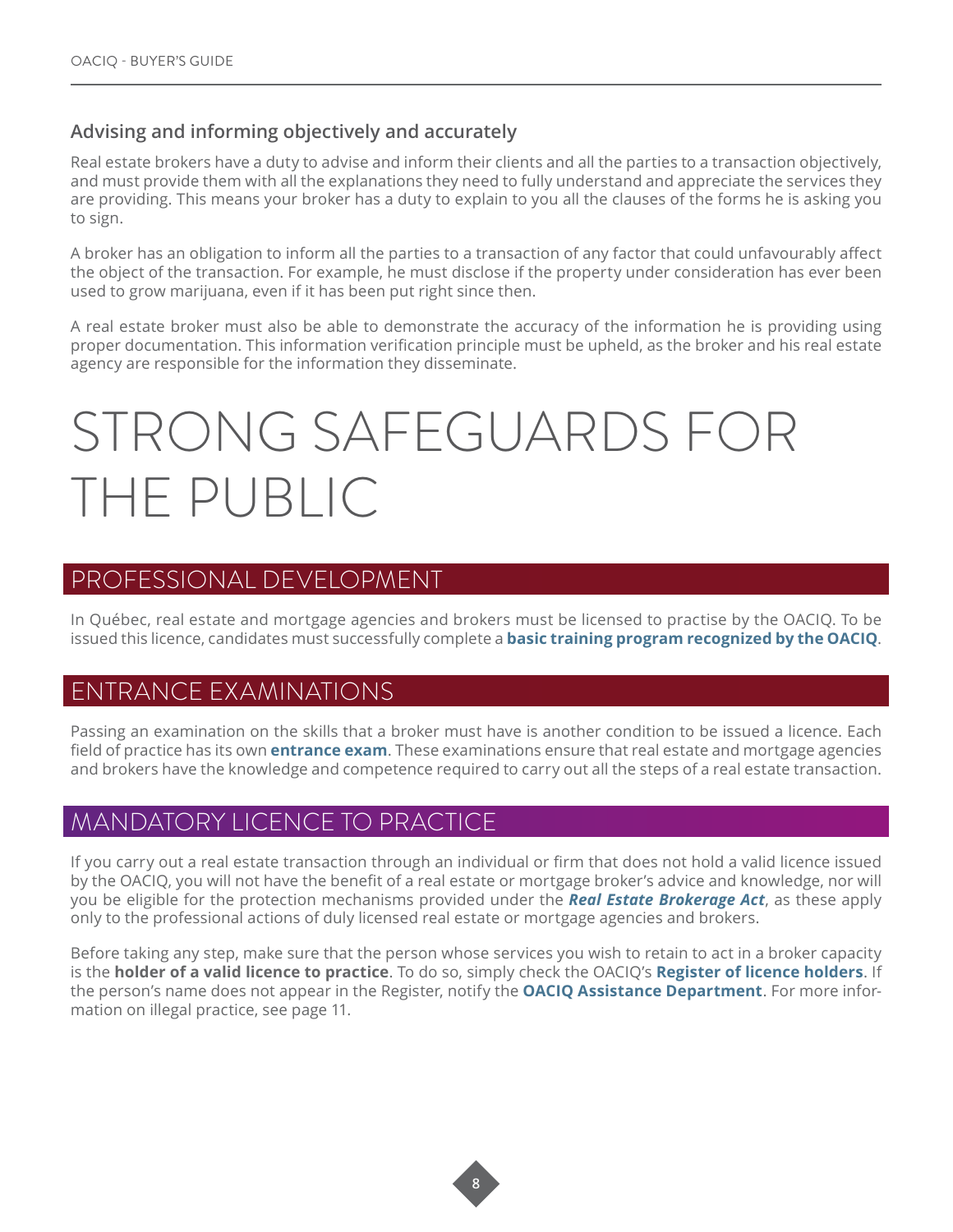### Advising and informing objectively and accurately

Real estate brokers have a duty to advise and inform their clients and all the parties to a transaction objectively, and must provide them with all the explanations they need to fully understand and appreciate the services they are providing. This means your broker has a duty to explain to you all the clauses of the forms he is asking you to sign.

A broker has an obligation to inform all the parties to a transaction of any factor that could unfavourably affect the object of the transaction. For example, he must disclose if the property under consideration has ever been used to grow marijuana, even if it has been put right since then.

A real estate broker must also be able to demonstrate the accuracy of the information he is providing using proper documentation. This information verification principle must be upheld, as the broker and his real estate agency are responsible for the information they disseminate.

# STRONG SAFEGUARDS FOR THE PUBLIC

## PROFESSIONAL DEVELOPMENT

In Québec, real estate and mortgage agencies and brokers must be licensed to practise by the OACIQ. To be issued this licence, candidates must successfully complete a **basic training program recognized by the OACIQ**.

## ENTRANCE EXAMINATIONS

Passing an examination on the skills that a broker must have is another condition to be issued a licence. Each field of practice has its own **entrance exam**. These examinations ensure that real estate and mortgage agencies and brokers have the knowledge and competence required to carry out all the steps of a real estate transaction.

## MANDATORY LICENCE TO PRACTICE

If you carry out a real estate transaction through an individual or firm that does not hold a valid licence issued by the OACIQ, you will not have the benefit of a real estate or mortgage broker's advice and knowledge, nor will you be eligible for the protection mechanisms provided under the ***Real Estate Brokerage Act***, as these apply only to the professional actions of duly licensed real estate or mortgage agencies and brokers.

Before taking any step, make sure that the person whose services you wish to retain to act in a broker capacity is the **holder of a valid licence to practise**. To do so, simply check the OACIQ's **Register of licence holders**. If the person's name does not appear in the Register, notify the **OACIQ Assistance Department**. For more information on illegal practice, see page 11.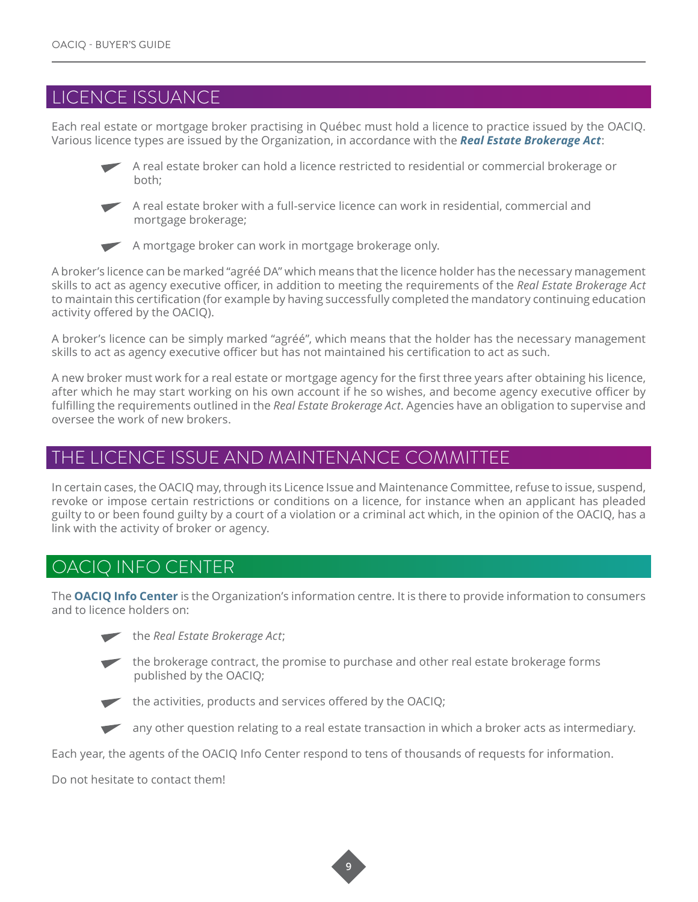## LICENCE ISSUANCE

Each real estate or mortgage broker practising in Québec must hold a licence to practice issued by the OACIQ. Various licence types are issued by the Organization, in accordance with the ***Real Estate Brokerage Act***:

- A real estate broker can hold a licence restricted to residential or commercial brokerage or both;
- A real estate broker with a full-service licence can work in residential, commercial and mortgage brokerage;
- A mortgage broker can work in mortgage brokerage only.

A broker's licence can be marked "agréé DA" which means that the licence holder has the necessary management skills to act as agency executive officer, in addition to meeting the requirements of the *Real Estate Brokerage Act* to maintain this certification (for example by having successfully completed the mandatory continuing education activity offered by the OACIQ).

A broker's licence can be simply marked "agréé", which means that the holder has the necessary management skills to act as agency executive officer but has not maintained his certification to act as such.

A new broker must work for a real estate or mortgage agency for the first three years after obtaining his licence, after which he may start working on his own account if he so wishes, and become agency executive officer by fulfilling the requirements outlined in the *Real Estate Brokerage Act*. Agencies have an obligation to supervise and oversee the work of new brokers.

## THE LICENCE ISSUE AND MAINTENANCE COMMITTEE

In certain cases, the OACIQ may, through its Licence Issue and Maintenance Committee, refuse to issue, suspend, revoke or impose certain restrictions or conditions on a licence, for instance when an applicant has pleaded guilty to or been found guilty by a court of a violation or a criminal act which, in the opinion of the OACIQ, has a link with the activity of broker or agency.

## OACIQ INFO CENTER

The **OACIQ Info Center** is the Organization's information centre. It is there to provide information to consumers and to licence holders on:

- the *Real Estate Brokerage Act*;
- the brokerage contract, the promise to purchase and other real estate brokerage forms published by the OACIQ;
- the activities, products and services offered by the OACIQ;
- any other question relating to a real estate transaction in which a broker acts as intermediary.

Each year, the agents of the OACIQ Info Center respond to tens of thousands of requests for information.

Do not hesitate to contact them!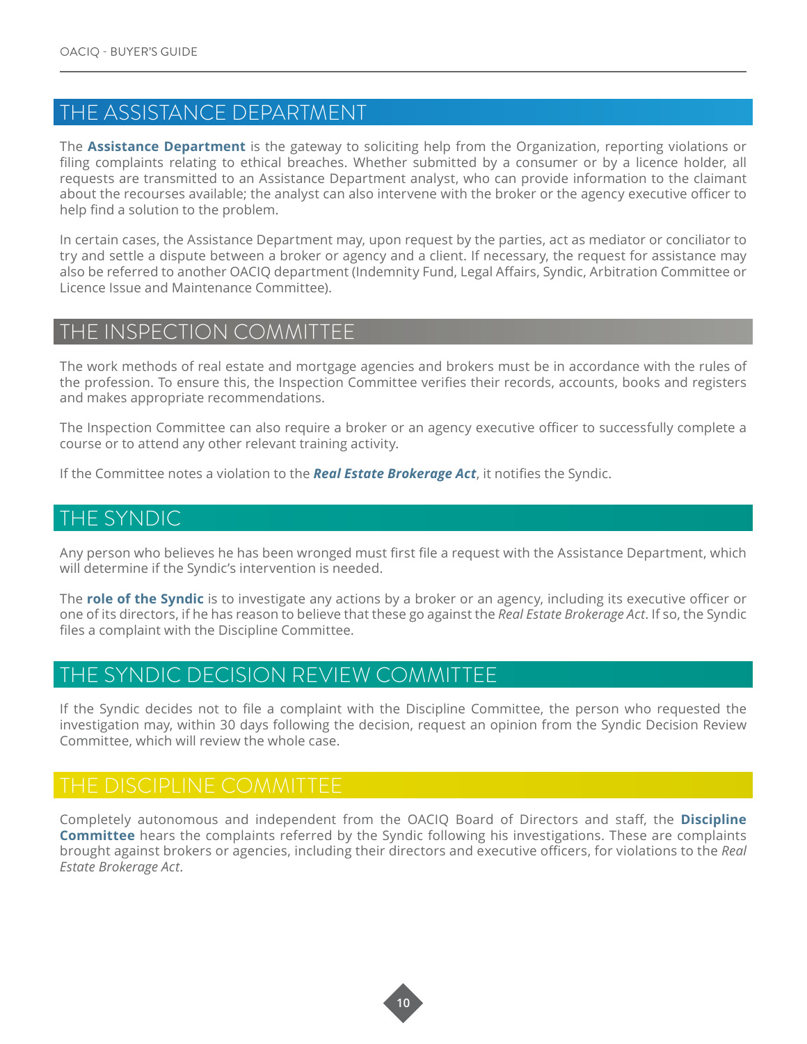## THE ASSISTANCE DEPARTMENT

The **Assistance Department** is the gateway to soliciting help from the Organization, reporting violations or filing complaints relating to ethical breaches. Whether submitted by a consumer or by a licence holder, all requests are transmitted to an Assistance Department analyst, who can provide information to the claimant about the recourses available; the analyst can also intervene with the broker or the agency executive officer to help find a solution to the problem.

In certain cases, the Assistance Department may, upon request by the parties, act as mediator or conciliator to try and settle a dispute between a broker or agency and a client. If necessary, the request for assistance may also be referred to another OACIQ department (Indemnity Fund, Legal Affairs, Syndic, Arbitration Committee or Licence Issue and Maintenance Committee).

## THE INSPECTION COMMITTEE

The work methods of real estate and mortgage agencies and brokers must be in accordance with the rules of the profession. To ensure this, the Inspection Committee verifies their records, accounts, books and registers and makes appropriate recommendations.

The Inspection Committee can also require a broker or an agency executive officer to successfully complete a course or to attend any other relevant training activity.

If the Committee notes a violation to the ***Real Estate Brokerage Act***, it notifies the Syndic.

## THE SYNDIC

Any person who believes he has been wronged must first file a request with the Assistance Department, which will determine if the Syndic's intervention is needed.

The **role of the Syndic** is to investigate any actions by a broker or an agency, including its executive officer or one of its directors, if he has reason to believe that these go against the *Real Estate Brokerage Act*. If so, the Syndic files a complaint with the Discipline Committee.

## THE SYNDIC DECISION REVIEW COMMITTEE

If the Syndic decides not to file a complaint with the Discipline Committee, the person who requested the investigation may, within 30 days following the decision, request an opinion from the Syndic Decision Review Committee, which will review the whole case.

## THE DISCIPLINE COMMITTEE

Completely autonomous and independent from the OACIQ Board of Directors and staff, the **Discipline Committee** hears the complaints referred by the Syndic following his investigations. These are complaints brought against brokers or agencies, including their directors and executive officers, for violations to the *Real Estate Brokerage Act*.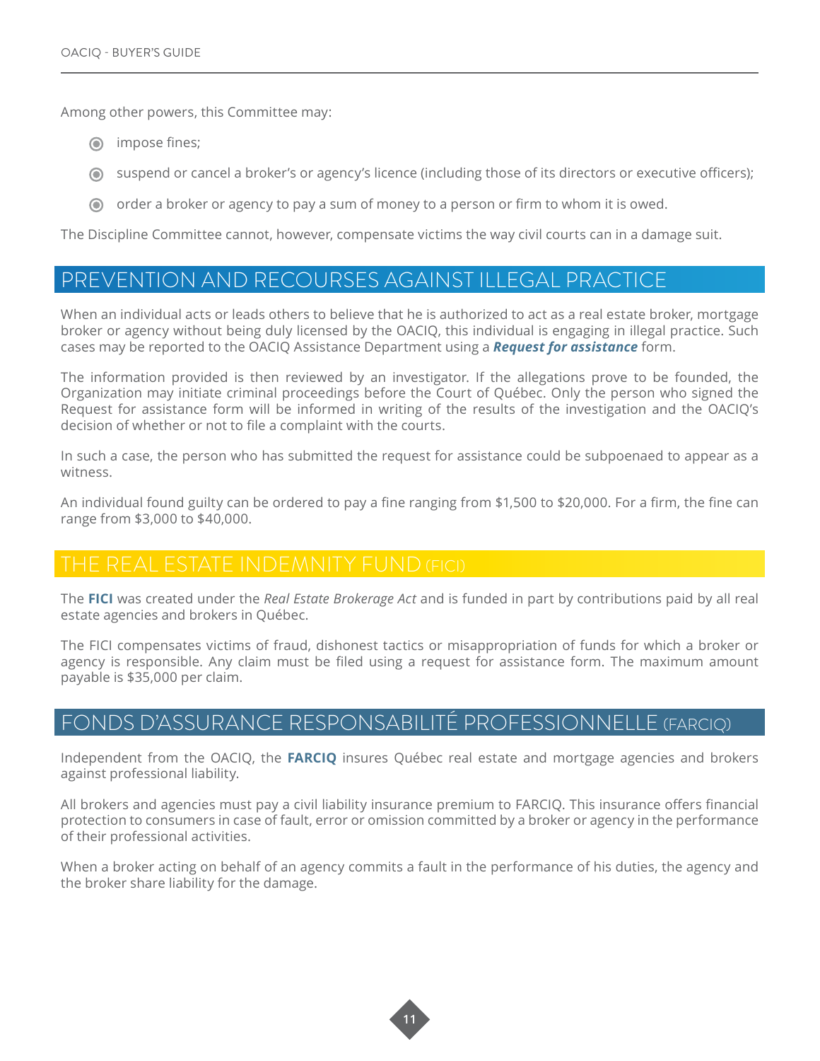Among other powers, this Committee may:

- impose fines;
- suspend or cancel a broker's or agency's licence (including those of its directors or executive officers);
- order a broker or agency to pay a sum of money to a person or firm to whom it is owed.

The Discipline Committee cannot, however, compensate victims the way civil courts can in a damage suit.

## PREVENTION AND RECOURSES AGAINST ILLEGAL PRACTICE

When an individual acts or leads others to believe that he is authorized to act as a real estate broker, mortgage broker or agency without being duly licensed by the OACIQ, this individual is engaging in illegal practice. Such cases may be reported to the OACIQ Assistance Department using a ***Request for assistance*** form.

The information provided is then reviewed by an investigator. If the allegations prove to be founded, the Organization may initiate criminal proceedings before the Court of Québec. Only the person who signed the Request for assistance form will be informed in writing of the results of the investigation and the OACIQ's decision of whether or not to file a complaint with the courts.

In such a case, the person who has submitted the request for assistance could be subpoenaed to appear as a witness.

An individual found guilty can be ordered to pay a fine ranging from $1,500 to $20,000. For a firm, the fine can range from $3,000 to $40,000.

## THE REAL ESTATE INDEMNITY FUND (FICI)

The **FICI** was created under the *Real Estate Brokerage Act* and is funded in part by contributions paid by all real estate agencies and brokers in Québec.

The FICI compensates victims of fraud, dishonest tactics or misappropriation of funds for which a broker or agency is responsible. Any claim must be filed using a request for assistance form. The maximum amount payable is $35,000 per claim.

## FONDS D'ASSURANCE RESPONSABILITÉ PROFESSIONNELLE (FARCIQ)

Independent from the OACIQ, the **FARCIQ** insures Québec real estate and mortgage agencies and brokers against professional liability.

All brokers and agencies must pay a civil liability insurance premium to FARCIQ. This insurance offers financial protection to consumers in case of fault, error or omission committed by a broker or agency in the performance of their professional activities.

When a broker acting on behalf of an agency commits a fault in the performance of his duties, the agency and the broker share liability for the damage.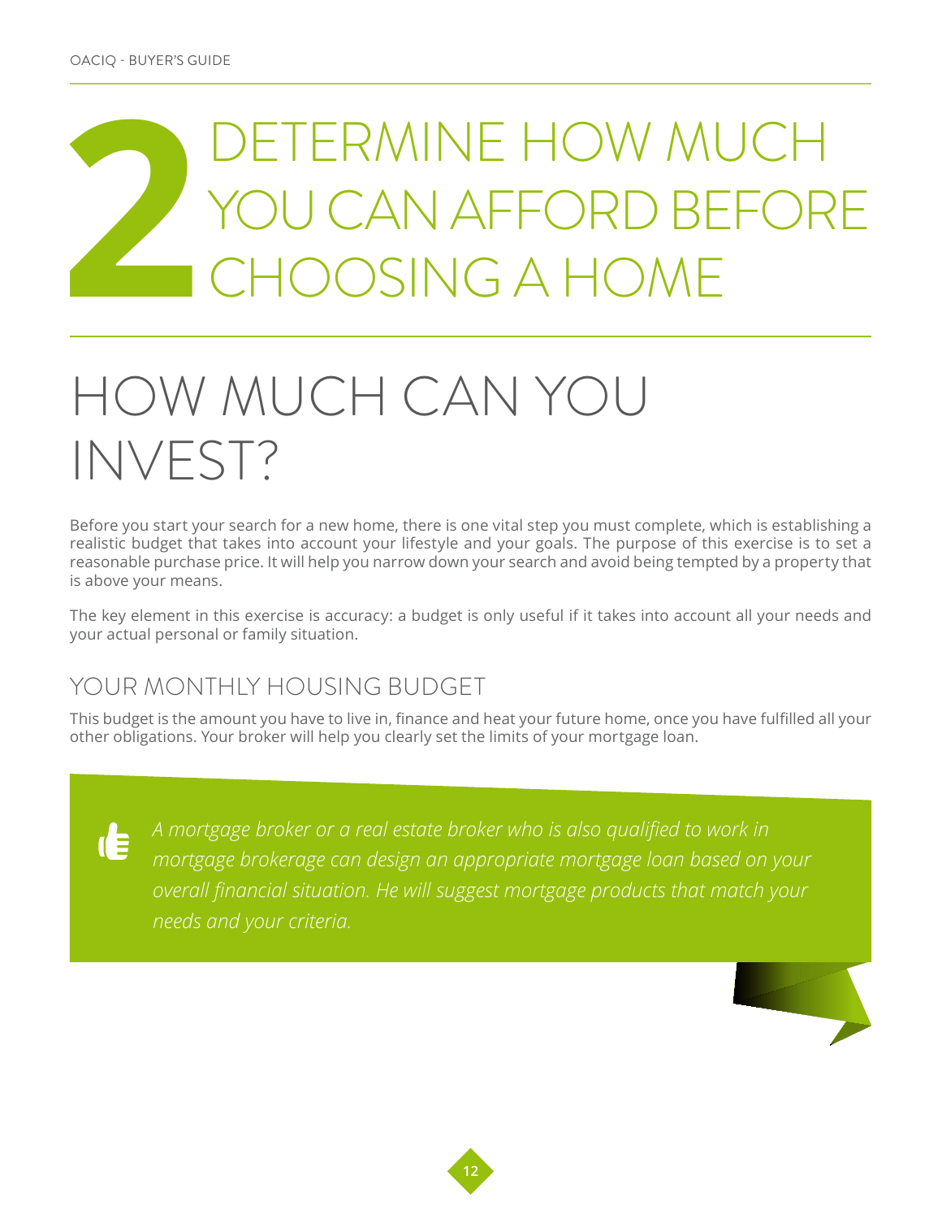# 2 DETERMINE HOW MUCH YOU CAN AFFORD BEFORE CHOOSING A HOME

## HOW MUCH CAN YOU INVEST?

Before you start your search for a new home, there is one vital step you must complete, which is establishing a realistic budget that takes into account your lifestyle and your goals. The purpose of this exercise is to set a reasonable purchase price. It will help you narrow down your search and avoid being tempted by a property that is above your means.

The key element in this exercise is accuracy: a budget is only useful if it takes into account all your needs and your actual personal or family situation.

### YOUR MONTHLY HOUSING BUDGET

This budget is the amount you have to live in, finance and heat your future home, once you have fulfilled all your other obligations. Your broker will help you clearly set the limits of your mortgage loan.

*A mortgage broker or a real estate broker who is also qualified to work in mortgage brokerage can design an appropriate mortgage loan based on your overall financial situation. He will suggest mortgage products that match your needs and your criteria.*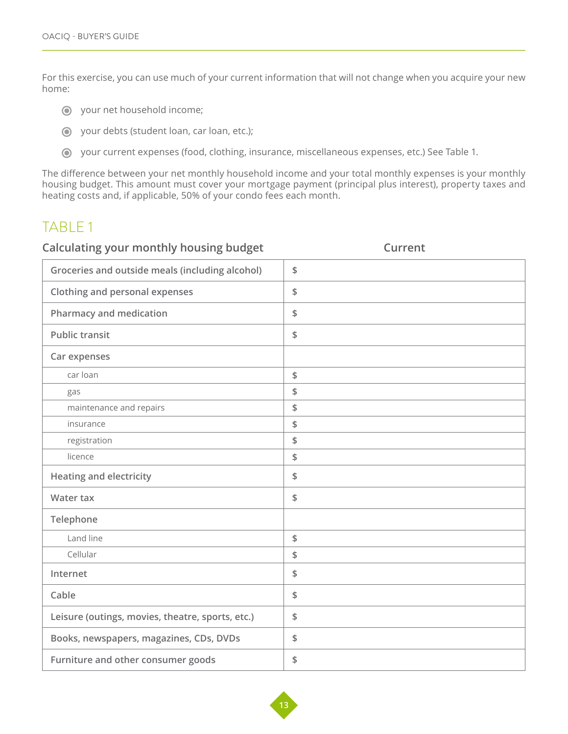For this exercise, you can use much of your current information that will not change when you acquire your new home:

- your net household income;
- your debts (student loan, car loan, etc.);
- your current expenses (food, clothing, insurance, miscellaneous expenses, etc.) See Table 1.

The difference between your net monthly household income and your total monthly expenses is your monthly housing budget. This amount must cover your mortgage payment (principal plus interest), property taxes and heating costs and, if applicable, 50% of your condo fees each month.

## TABLE 1

| Calculating your monthly housing budget | Current |
|---|---|
| Groceries and outside meals (including alcohol) | $ |
| Clothing and personal expenses | $ |
| Pharmacy and medication | $ |
| Public transit | $ |
| Car expenses | |
| car loan | $ |
| gas | $ |
| maintenance and repairs | $ |
| insurance | $ |
| registration | $ |
| licence | $ |
| Heating and electricity | $ |
| Water tax | $ |
| Telephone | |
| Land line | $ |
| Cellular | $ |
| Internet | $ |
| Cable | $ |
| Leisure (outings, movies, theatre, sports, etc.) | $ |
| Books, newspapers, magazines, CDs, DVDs | $ |
| Furniture and other consumer goods | $ |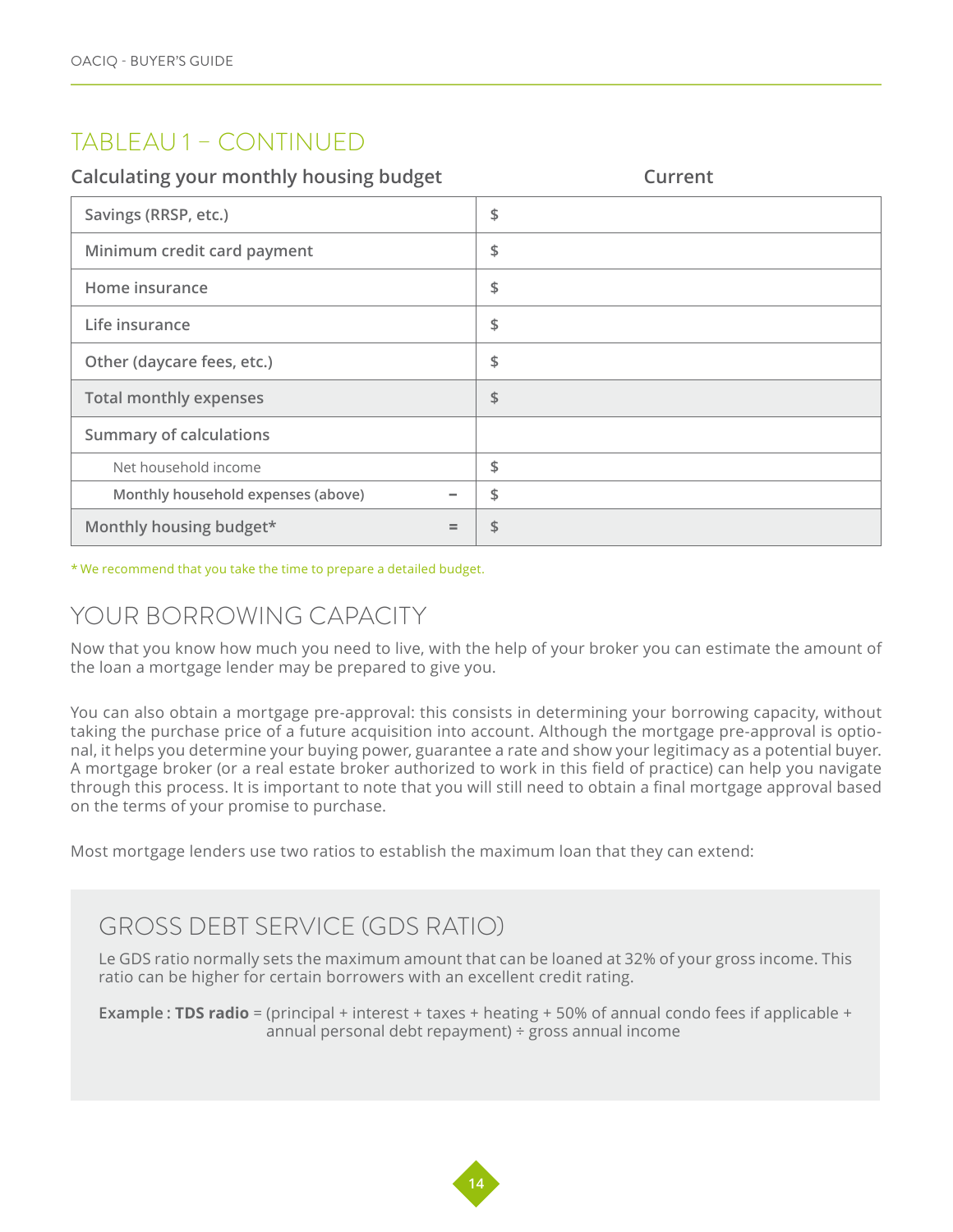## TABLEAU 1 – CONTINUED

| Calculating your monthly housing budget | | Current |
|---|---|---|
| Savings (RRSP, etc.) | | $ |
| Minimum credit card payment | | $ |
| Home insurance | | $ |
| Life insurance | | $ |
| Other (daycare fees, etc.) | | $ |
| Total monthly expenses | | $ |
| Summary of calculations | | |
| Net household income | | $ |
| Monthly household expenses (above) | – | $ |
| Monthly housing budget* | = | $ |

* We recommend that you take the time to prepare a detailed budget.

## YOUR BORROWING CAPACITY

Now that you know how much you need to live, with the help of your broker you can estimate the amount of the loan a mortgage lender may be prepared to give you.

You can also obtain a mortgage pre-approval: this consists in determining your borrowing capacity, without taking the purchase price of a future acquisition into account. Although the mortgage pre-approval is optional, it helps you determine your buying power, guarantee a rate and show your legitimacy as a potential buyer. A mortgage broker (or a real estate broker authorized to work in this field of practice) can help you navigate through this process. It is important to note that you will still need to obtain a final mortgage approval based on the terms of your promise to purchase.

Most mortgage lenders use two ratios to establish the maximum loan that they can extend:

### GROSS DEBT SERVICE (GDS RATIO)

Le GDS ratio normally sets the maximum amount that can be loaned at 32% of your gross income. This ratio can be higher for certain borrowers with an excellent credit rating.

**Example : TDS radio** = (principal + interest + taxes + heating + 50% of annual condo fees if applicable + annual personal debt repayment) ÷ gross annual income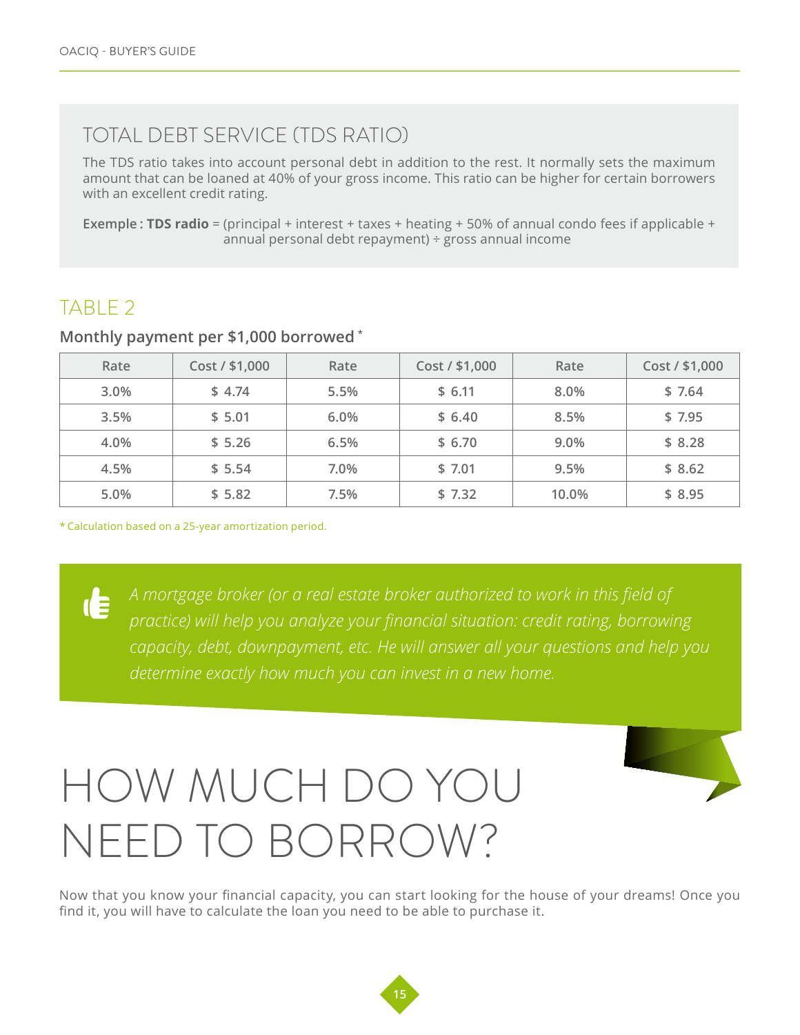## TOTAL DEBT SERVICE (TDS RATIO)

The TDS ratio takes into account personal debt in addition to the rest. It normally sets the maximum amount that can be loaned at 40% of your gross income. This ratio can be higher for certain borrowers with an excellent credit rating.

**Exemple : TDS radio** = (principal + interest + taxes + heating + 50% of annual condo fees if applicable + annual personal debt repayment) ÷ gross annual income

## TABLE 2

**Monthly payment per $1,000 borrowed** *

| Rate | Cost / $1,000 | Rate | Cost / $1,000 | Rate | Cost / $1,000 |
|---|---|---|---|---|---|
| 3.0% | $ 4.74 | 5.5% | $ 6.11 | 8.0% | $ 7.64 |
| 3.5% | $ 5.01 | 6.0% | $ 6.40 | 8.5% | $ 7.95 |
| 4.0% | $ 5.26 | 6.5% | $ 6.70 | 9.0% | $ 8.28 |
| 4.5% | $ 5.54 | 7.0% | $ 7.01 | 9.5% | $ 8.62 |
| 5.0% | $ 5.82 | 7.5% | $ 7.32 | 10.0% | $ 8.95 |

* Calculation based on a 25-year amortization period.

*A mortgage broker (or a real estate broker authorized to work in this field of practice) will help you analyze your financial situation: credit rating, borrowing capacity, debt, downpayment, etc. He will answer all your questions and help you determine exactly how much you can invest in a new home.*

# HOW MUCH DO YOU NEED TO BORROW?

Now that you know your financial capacity, you can start looking for the house of your dreams! Once you find it, you will have to calculate the loan you need to be able to purchase it.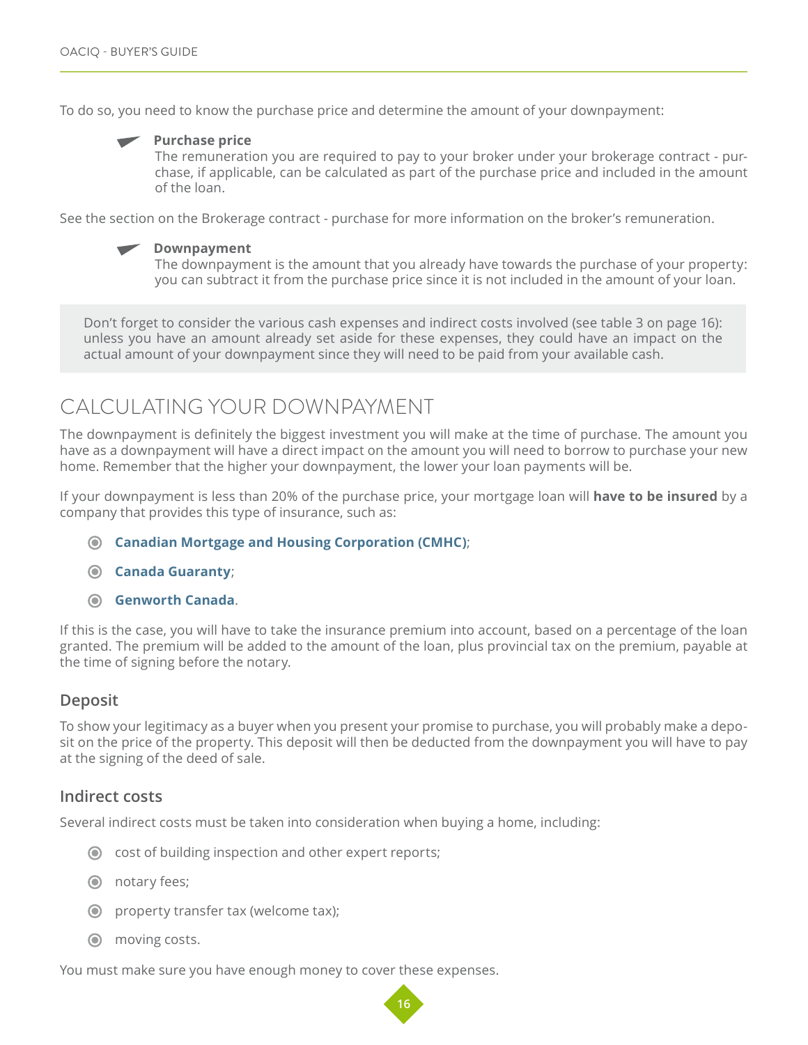To do so, you need to know the purchase price and determine the amount of your downpayment:

- **Purchase price**
  The remuneration you are required to pay to your broker under your brokerage contract - purchase, if applicable, can be calculated as part of the purchase price and included in the amount of the loan.

See the section on the Brokerage contract - purchase for more information on the broker's remuneration.

- **Downpayment**
  The downpayment is the amount that you already have towards the purchase of your property: you can subtract it from the purchase price since it is not included in the amount of your loan.

> Don't forget to consider the various cash expenses and indirect costs involved (see table 3 on page 16): unless you have an amount already set aside for these expenses, they could have an impact on the actual amount of your downpayment since they will need to be paid from your available cash.

## CALCULATING YOUR DOWNPAYMENT

The downpayment is definitely the biggest investment you will make at the time of purchase. The amount you have as a downpayment will have a direct impact on the amount you will need to borrow to purchase your new home. Remember that the higher your downpayment, the lower your loan payments will be.

If your downpayment is less than 20% of the purchase price, your mortgage loan will **have to be insured** by a company that provides this type of insurance, such as:

- **Canadian Mortgage and Housing Corporation (CMHC)**;
- **Canada Guaranty**;
- **Genworth Canada**.

If this is the case, you will have to take the insurance premium into account, based on a percentage of the loan granted. The premium will be added to the amount of the loan, plus provincial tax on the premium, payable at the time of signing before the notary.

### Deposit

To show your legitimacy as a buyer when you present your promise to purchase, you will probably make a deposit on the price of the property. This deposit will then be deducted from the downpayment you will have to pay at the signing of the deed of sale.

### Indirect costs

Several indirect costs must be taken into consideration when buying a home, including:

- cost of building inspection and other expert reports;
- notary fees;
- property transfer tax (welcome tax);
- moving costs.

You must make sure you have enough money to cover these expenses.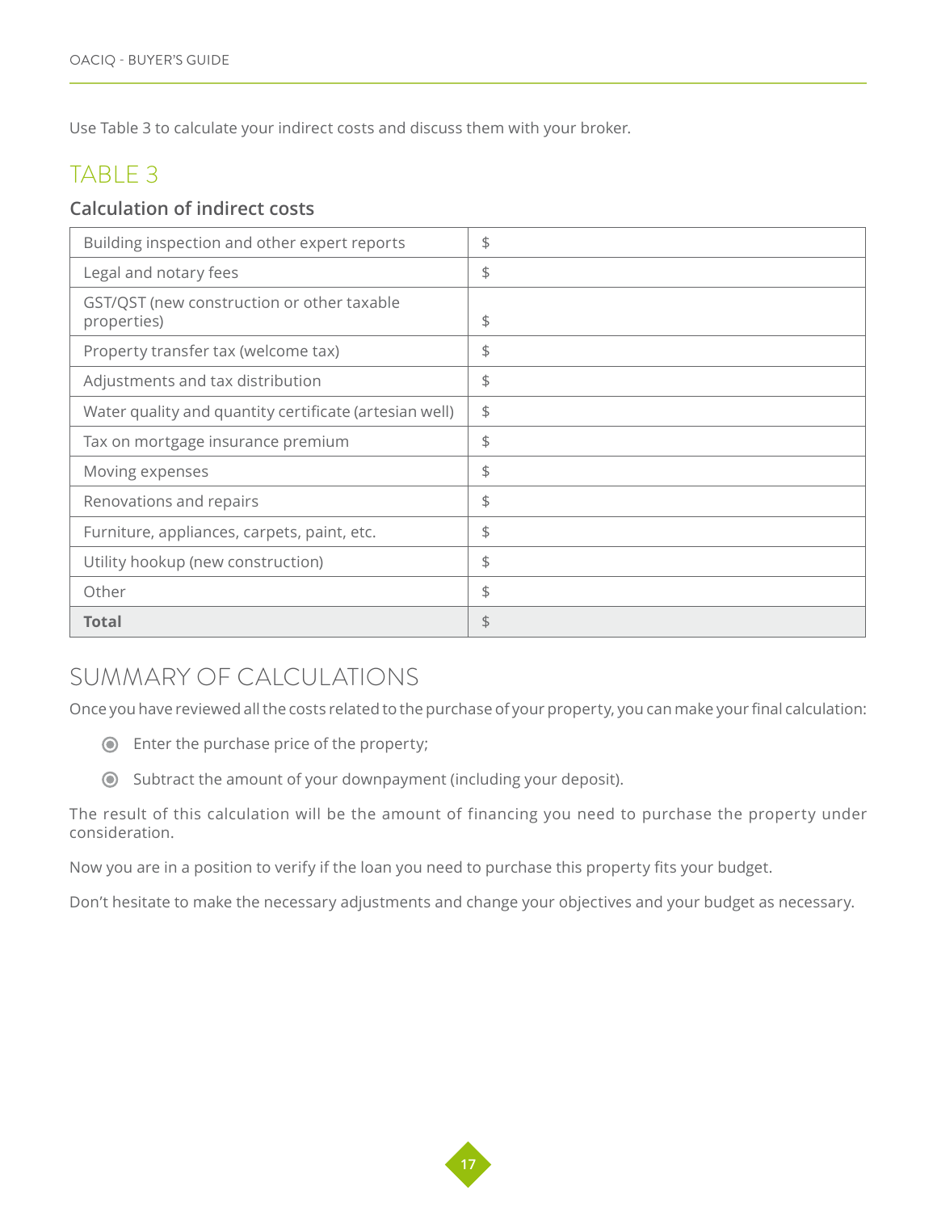Use Table 3 to calculate your indirect costs and discuss them with your broker.

## TABLE 3

### Calculation of indirect costs

| | |
|---|---|
| Building inspection and other expert reports | $ |
| Legal and notary fees | $ |
| GST/QST (new construction or other taxable properties) | $ |
| Property transfer tax (welcome tax) | $ |
| Adjustments and tax distribution | $ |
| Water quality and quantity certificate (artesian well) | $ |
| Tax on mortgage insurance premium | $ |
| Moving expenses | $ |
| Renovations and repairs | $ |
| Furniture, appliances, carpets, paint, etc. | $ |
| Utility hookup (new construction) | $ |
| Other | $ |
| **Total** | $ |

## SUMMARY OF CALCULATIONS

Once you have reviewed all the costs related to the purchase of your property, you can make your final calculation:

- Enter the purchase price of the property;
- Subtract the amount of your downpayment (including your deposit).

The result of this calculation will be the amount of financing you need to purchase the property under consideration.

Now you are in a position to verify if the loan you need to purchase this property fits your budget.

Don't hesitate to make the necessary adjustments and change your objectives and your budget as necessary.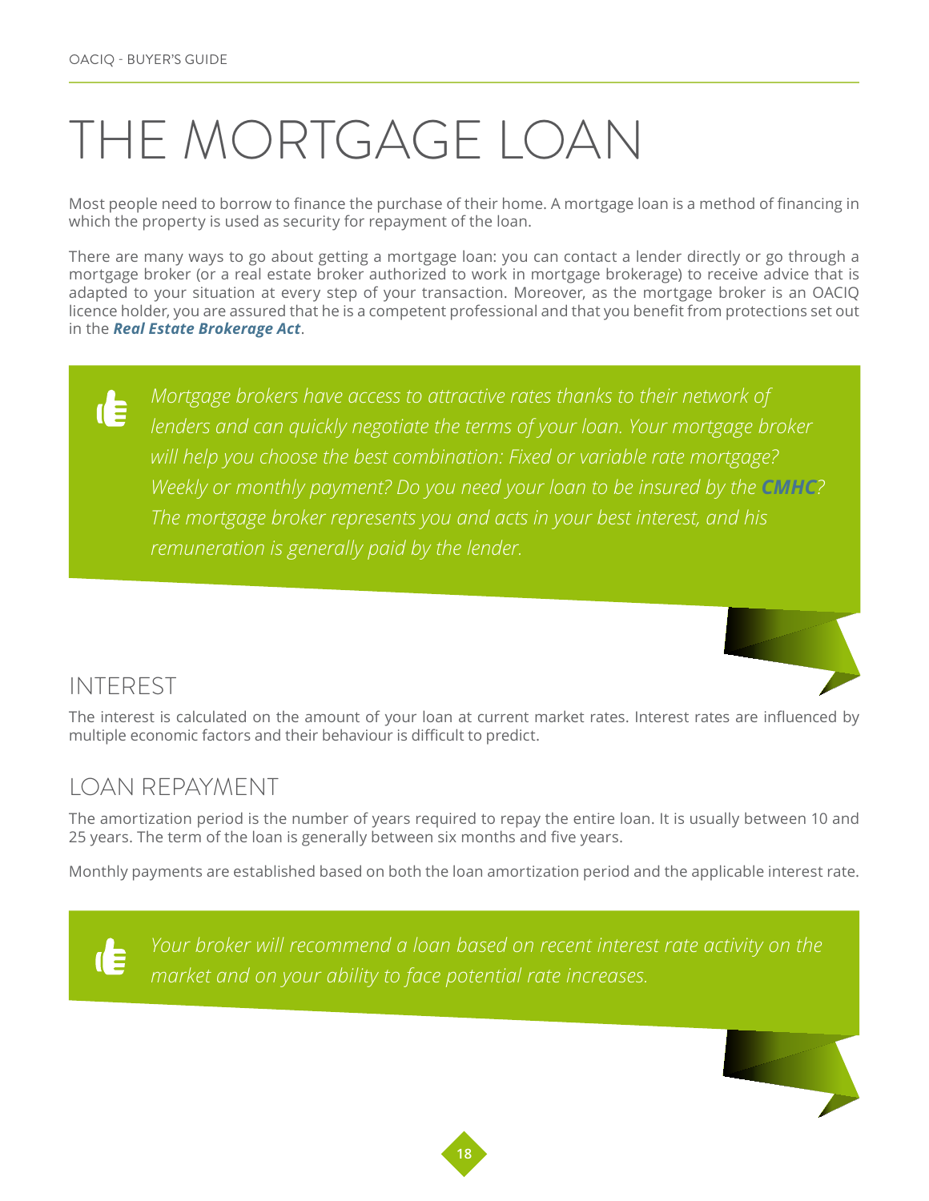# THE MORTGAGE LOAN

Most people need to borrow to finance the purchase of their home. A mortgage loan is a method of financing in which the property is used as security for repayment of the loan.

There are many ways to go about getting a mortgage loan: you can contact a lender directly or go through a mortgage broker (or a real estate broker authorized to work in mortgage brokerage) to receive advice that is adapted to your situation at every step of your transaction. Moreover, as the mortgage broker is an OACIQ licence holder, you are assured that he is a competent professional and that you benefit from protections set out in the ***Real Estate Brokerage Act***.

> *Mortgage brokers have access to attractive rates thanks to their network of lenders and can quickly negotiate the terms of your loan. Your mortgage broker will help you choose the best combination: Fixed or variable rate mortgage? Weekly or monthly payment? Do you need your loan to be insured by the* ***CMHC****? The mortgage broker represents you and acts in your best interest, and his remuneration is generally paid by the lender.*

## INTEREST

The interest is calculated on the amount of your loan at current market rates. Interest rates are influenced by multiple economic factors and their behaviour is difficult to predict.

## LOAN REPAYMENT

The amortization period is the number of years required to repay the entire loan. It is usually between 10 and 25 years. The term of the loan is generally between six months and five years.

Monthly payments are established based on both the loan amortization period and the applicable interest rate.

> *Your broker will recommend a loan based on recent interest rate activity on the market and on your ability to face potential rate increases.*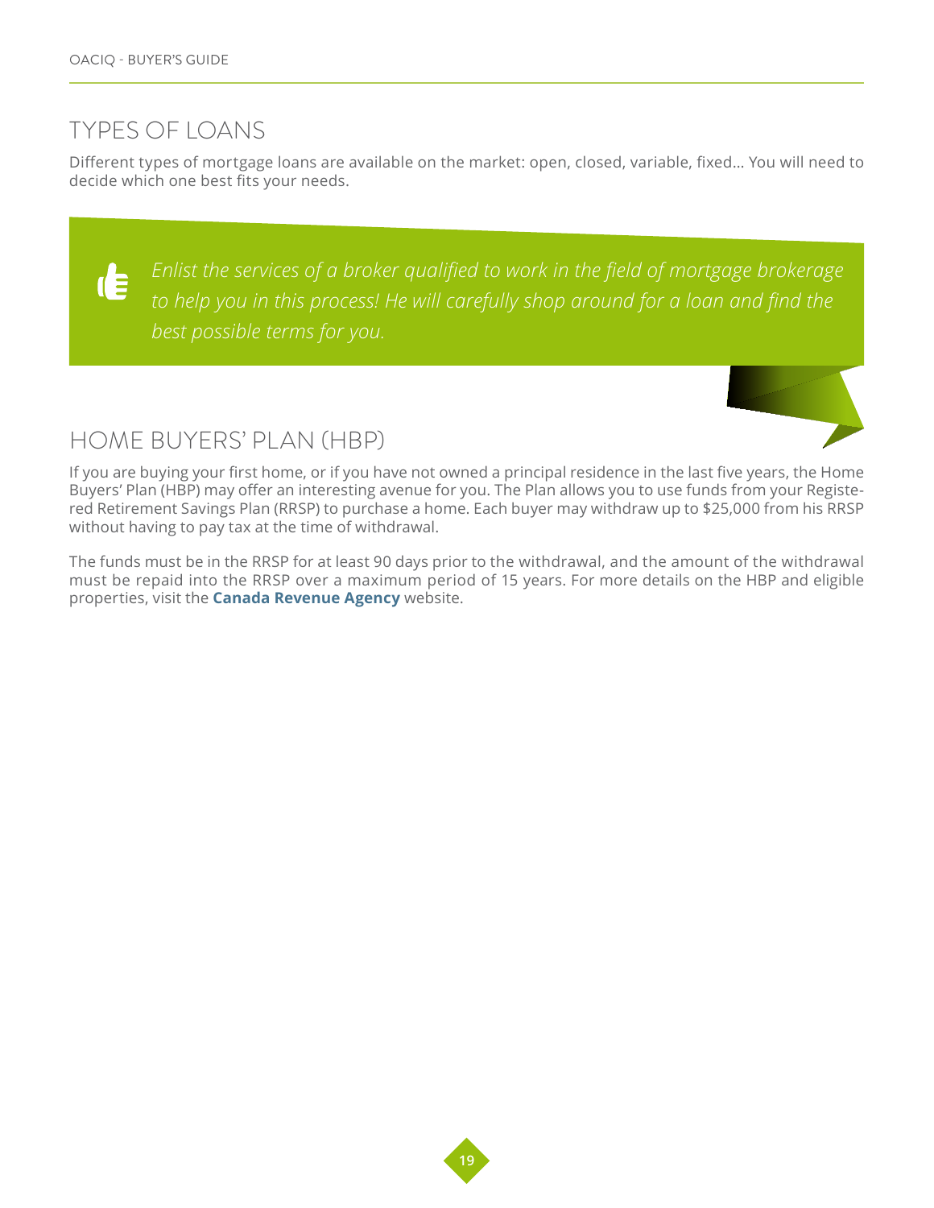## TYPES OF LOANS

Different types of mortgage loans are available on the market: open, closed, variable, fixed... You will need to decide which one best fits your needs.

> *Enlist the services of a broker qualified to work in the field of mortgage brokerage to help you in this process! He will carefully shop around for a loan and find the best possible terms for you.*

## HOME BUYERS' PLAN (HBP)

If you are buying your first home, or if you have not owned a principal residence in the last five years, the Home Buyers' Plan (HBP) may offer an interesting avenue for you. The Plan allows you to use funds from your Registered Retirement Savings Plan (RRSP) to purchase a home. Each buyer may withdraw up to $25,000 from his RRSP without having to pay tax at the time of withdrawal.

The funds must be in the RRSP for at least 90 days prior to the withdrawal, and the amount of the withdrawal must be repaid into the RRSP over a maximum period of 15 years. For more details on the HBP and eligible properties, visit the **Canada Revenue Agency** website.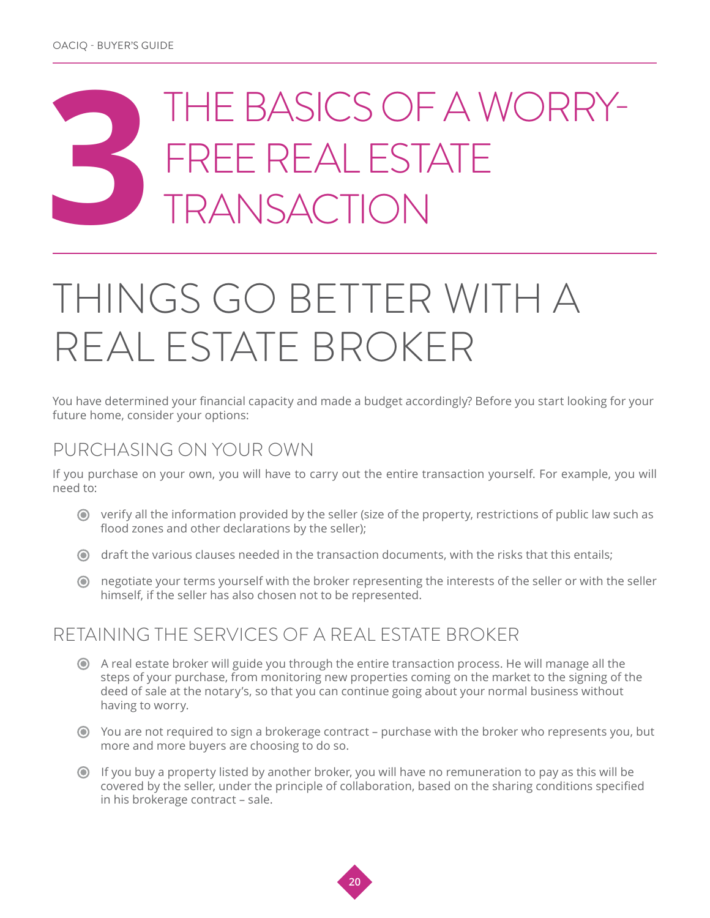# 3 THE BASICS OF A WORRY-FREE REAL ESTATE TRANSACTION

## THINGS GO BETTER WITH A REAL ESTATE BROKER

You have determined your financial capacity and made a budget accordingly? Before you start looking for your future home, consider your options:

### PURCHASING ON YOUR OWN

If you purchase on your own, you will have to carry out the entire transaction yourself. For example, you will need to:

- verify all the information provided by the seller (size of the property, restrictions of public law such as flood zones and other declarations by the seller);
- draft the various clauses needed in the transaction documents, with the risks that this entails;
- negotiate your terms yourself with the broker representing the interests of the seller or with the seller himself, if the seller has also chosen not to be represented.

### RETAINING THE SERVICES OF A REAL ESTATE BROKER

- A real estate broker will guide you through the entire transaction process. He will manage all the steps of your purchase, from monitoring new properties coming on the market to the signing of the deed of sale at the notary's, so that you can continue going about your normal business without having to worry.
- You are not required to sign a brokerage contract – purchase with the broker who represents you, but more and more buyers are choosing to do so.
- If you buy a property listed by another broker, you will have no remuneration to pay as this will be covered by the seller, under the principle of collaboration, based on the sharing conditions specified in his brokerage contract – sale.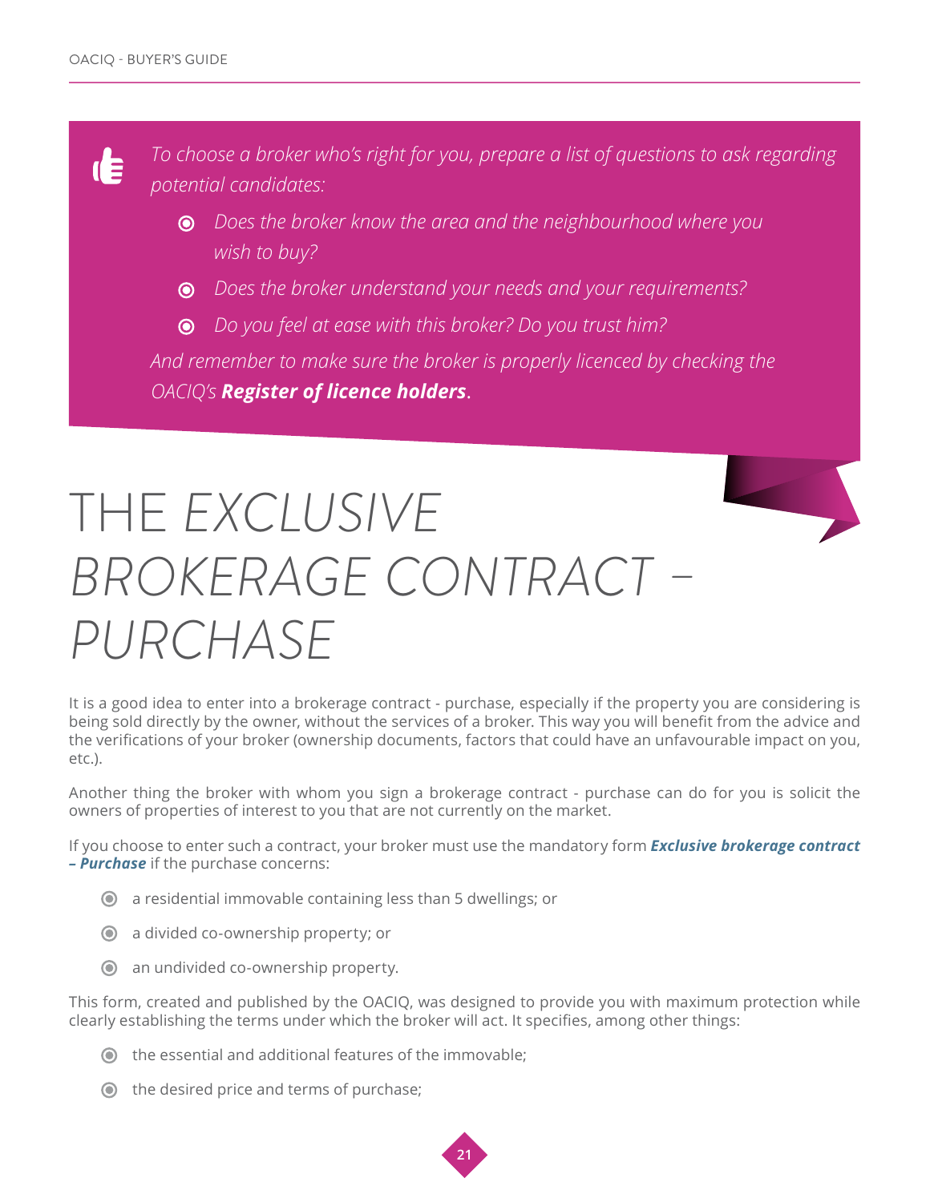*To choose a broker who's right for you, prepare a list of questions to ask regarding potential candidates:*

- *Does the broker know the area and the neighbourhood where you wish to buy?*
- *Does the broker understand your needs and your requirements?*
- *Do you feel at ease with this broker? Do you trust him?*

*And remember to make sure the broker is properly licenced by checking the OACIQ's* ***Register of licence holders****.*

# THE *EXCLUSIVE BROKERAGE CONTRACT – PURCHASE*

It is a good idea to enter into a brokerage contract - purchase, especially if the property you are considering is being sold directly by the owner, without the services of a broker. This way you will benefit from the advice and the verifications of your broker (ownership documents, factors that could have an unfavourable impact on you, etc.).

Another thing the broker with whom you sign a brokerage contract - purchase can do for you is solicit the owners of properties of interest to you that are not currently on the market.

If you choose to enter such a contract, your broker must use the mandatory form ***Exclusive brokerage contract – Purchase*** if the purchase concerns:

- a residential immovable containing less than 5 dwellings; or
- a divided co-ownership property; or
- an undivided co-ownership property.

This form, created and published by the OACIQ, was designed to provide you with maximum protection while clearly establishing the terms under which the broker will act. It specifies, among other things:

- the essential and additional features of the immovable;
- the desired price and terms of purchase;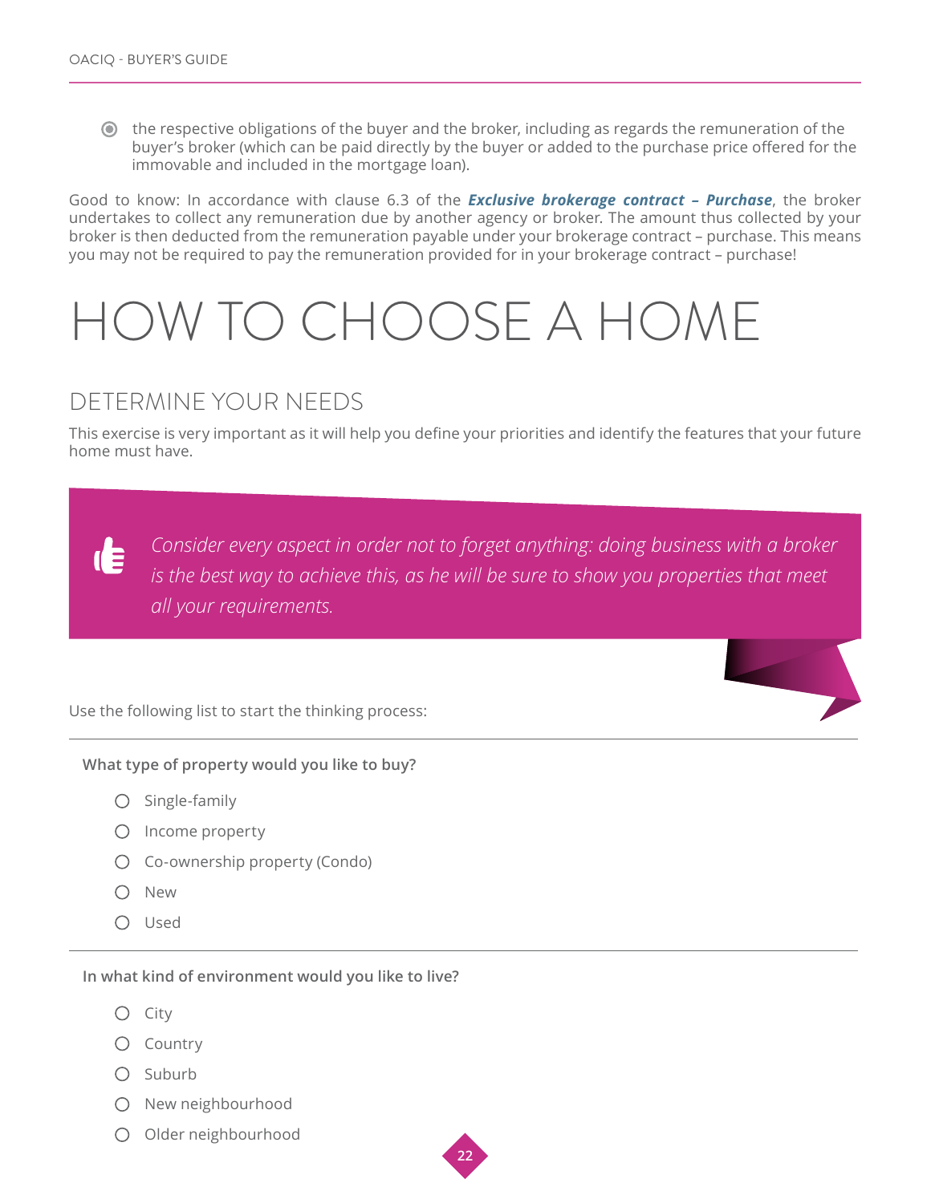- the respective obligations of the buyer and the broker, including as regards the remuneration of the buyer's broker (which can be paid directly by the buyer or added to the purchase price offered for the immovable and included in the mortgage loan).

Good to know: In accordance with clause 6.3 of the ***Exclusive brokerage contract – Purchase***, the broker undertakes to collect any remuneration due by another agency or broker. The amount thus collected by your broker is then deducted from the remuneration payable under your brokerage contract – purchase. This means you may not be required to pay the remuneration provided for in your brokerage contract – purchase!

# HOW TO CHOOSE A HOME

## DETERMINE YOUR NEEDS

This exercise is very important as it will help you define your priorities and identify the features that your future home must have.

> *Consider every aspect in order not to forget anything: doing business with a broker is the best way to achieve this, as he will be sure to show you properties that meet all your requirements.*

Use the following list to start the thinking process:

**What type of property would you like to buy?**

- ○ Single-family
- ○ Income property
- ○ Co-ownership property (Condo)
- ○ New
- ○ Used

**In what kind of environment would you like to live?**

- ○ City
- ○ Country
- ○ Suburb
- ○ New neighbourhood
- ○ Older neighbourhood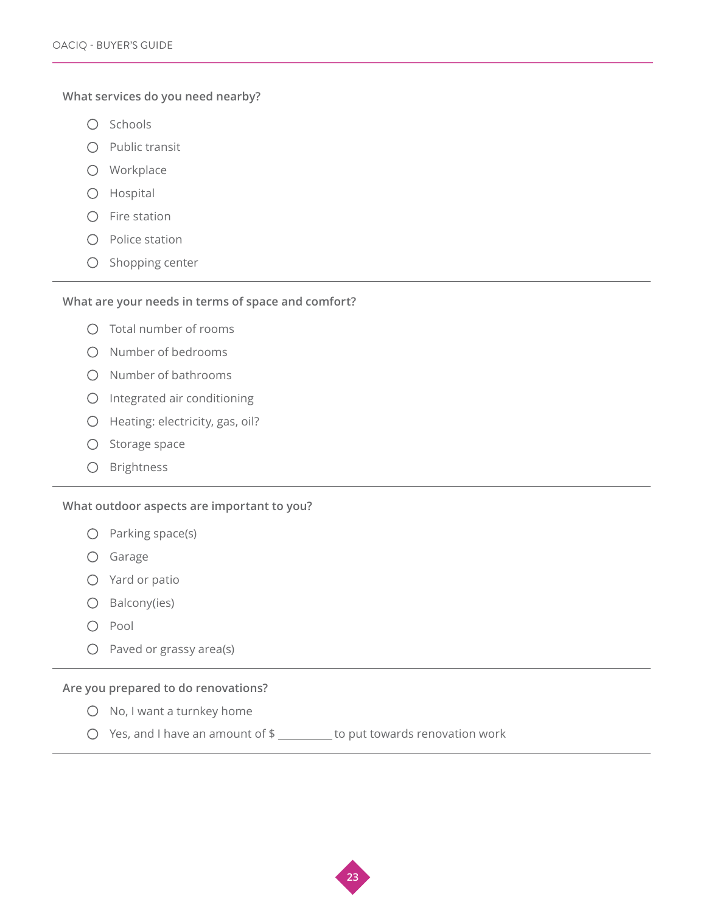**What services do you need nearby?**

- ○ Schools
- ○ Public transit
- ○ Workplace
- ○ Hospital
- ○ Fire station
- ○ Police station
- ○ Shopping center

---

**What are your needs in terms of space and comfort?**

- ○ Total number of rooms
- ○ Number of bedrooms
- ○ Number of bathrooms
- ○ Integrated air conditioning
- ○ Heating: electricity, gas, oil?
- ○ Storage space
- ○ Brightness

---

**What outdoor aspects are important to you?**

- ○ Parking space(s)
- ○ Garage
- ○ Yard or patio
- ○ Balcony(ies)
- ○ Pool
- ○ Paved or grassy area(s)

---

**Are you prepared to do renovations?**

- ○ No, I want a turnkey home
- ○ Yes, and I have an amount of $ __________ to put towards renovation work

---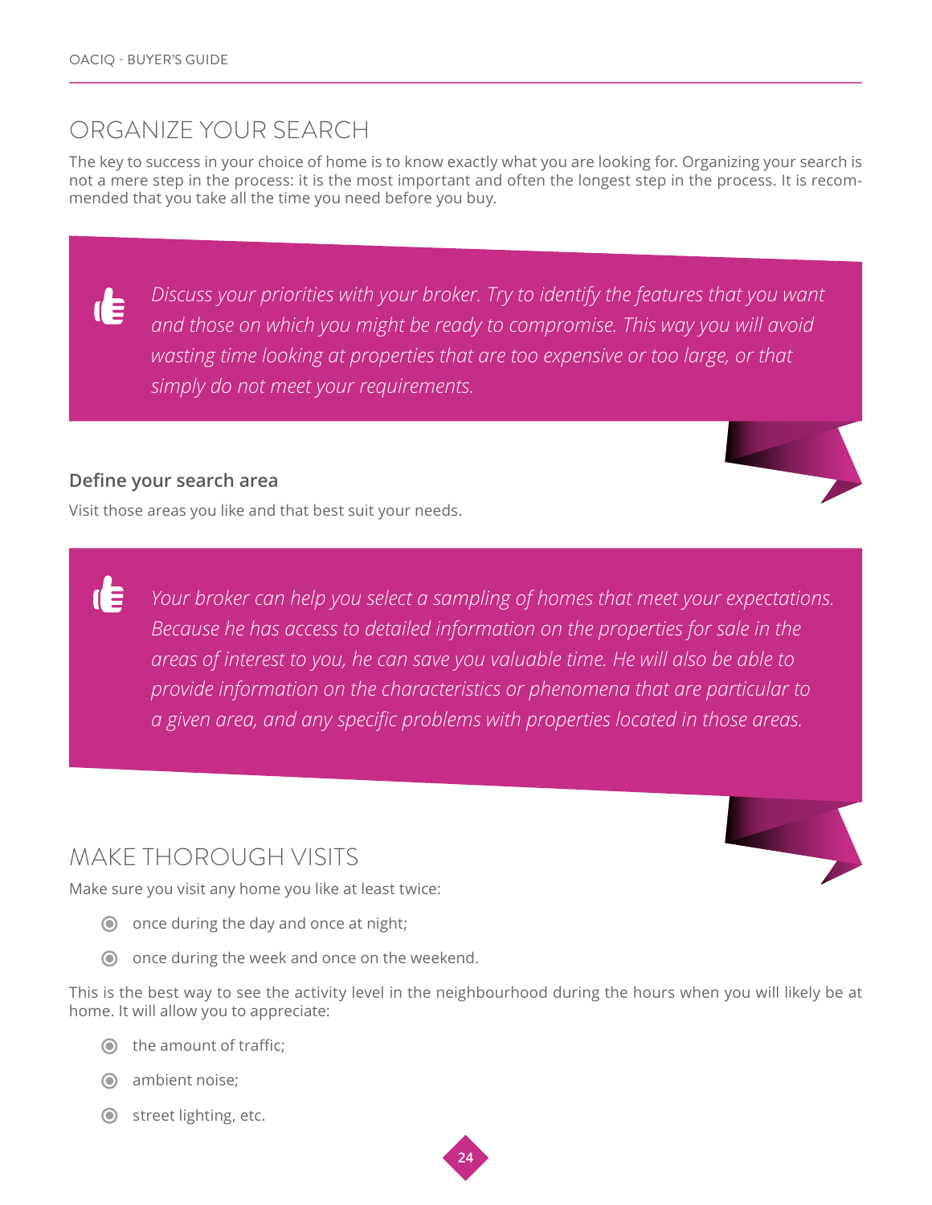## ORGANIZE YOUR SEARCH

The key to success in your choice of home is to know exactly what you are looking for. Organizing your search is not a mere step in the process: it is the most important and often the longest step in the process. It is recommended that you take all the time you need before you buy.

> *Discuss your priorities with your broker. Try to identify the features that you want and those on which you might be ready to compromise. This way you will avoid wasting time looking at properties that are too expensive or too large, or that simply do not meet your requirements.*

### Define your search area

Visit those areas you like and that best suit your needs.

> *Your broker can help you select a sampling of homes that meet your expectations. Because he has access to detailed information on the properties for sale in the areas of interest to you, he can save you valuable time. He will also be able to provide information on the characteristics or phenomena that are particular to a given area, and any specific problems with properties located in those areas.*

## MAKE THOROUGH VISITS

Make sure you visit any home you like at least twice:

- once during the day and once at night;
- once during the week and once on the weekend.

This is the best way to see the activity level in the neighbourhood during the hours when you will likely be at home. It will allow you to appreciate:

- the amount of traffic;
- ambient noise;
- street lighting, etc.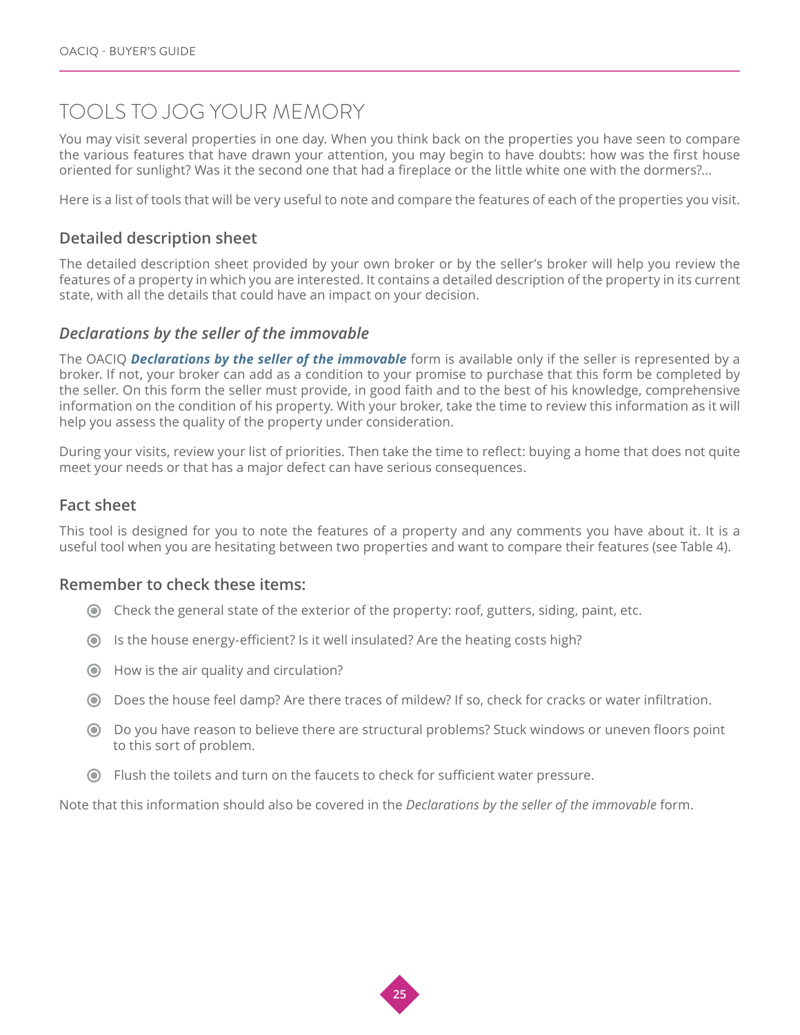# TOOLS TO JOG YOUR MEMORY

You may visit several properties in one day. When you think back on the properties you have seen to compare the various features that have drawn your attention, you may begin to have doubts: how was the first house oriented for sunlight? Was it the second one that had a fireplace or the little white one with the dormers?...

Here is a list of tools that will be very useful to note and compare the features of each of the properties you visit.

## Detailed description sheet

The detailed description sheet provided by your own broker or by the seller's broker will help you review the features of a property in which you are interested. It contains a detailed description of the property in its current state, with all the details that could have an impact on your decision.

## *Declarations by the seller of the immovable*

The OACIQ ***Declarations by the seller of the immovable*** form is available only if the seller is represented by a broker. If not, your broker can add as a condition to your promise to purchase that this form be completed by the seller. On this form the seller must provide, in good faith and to the best of his knowledge, comprehensive information on the condition of his property. With your broker, take the time to review this information as it will help you assess the quality of the property under consideration.

During your visits, review your list of priorities. Then take the time to reflect: buying a home that does not quite meet your needs or that has a major defect can have serious consequences.

## Fact sheet

This tool is designed for you to note the features of a property and any comments you have about it. It is a useful tool when you are hesitating between two properties and want to compare their features (see Table 4).

## Remember to check these items:

- Check the general state of the exterior of the property: roof, gutters, siding, paint, etc.
- Is the house energy-efficient? Is it well insulated? Are the heating costs high?
- How is the air quality and circulation?
- Does the house feel damp? Are there traces of mildew? If so, check for cracks or water infiltration.
- Do you have reason to believe there are structural problems? Stuck windows or uneven floors point to this sort of problem.
- Flush the toilets and turn on the faucets to check for sufficient water pressure.

Note that this information should also be covered in the *Declarations by the seller of the immovable* form.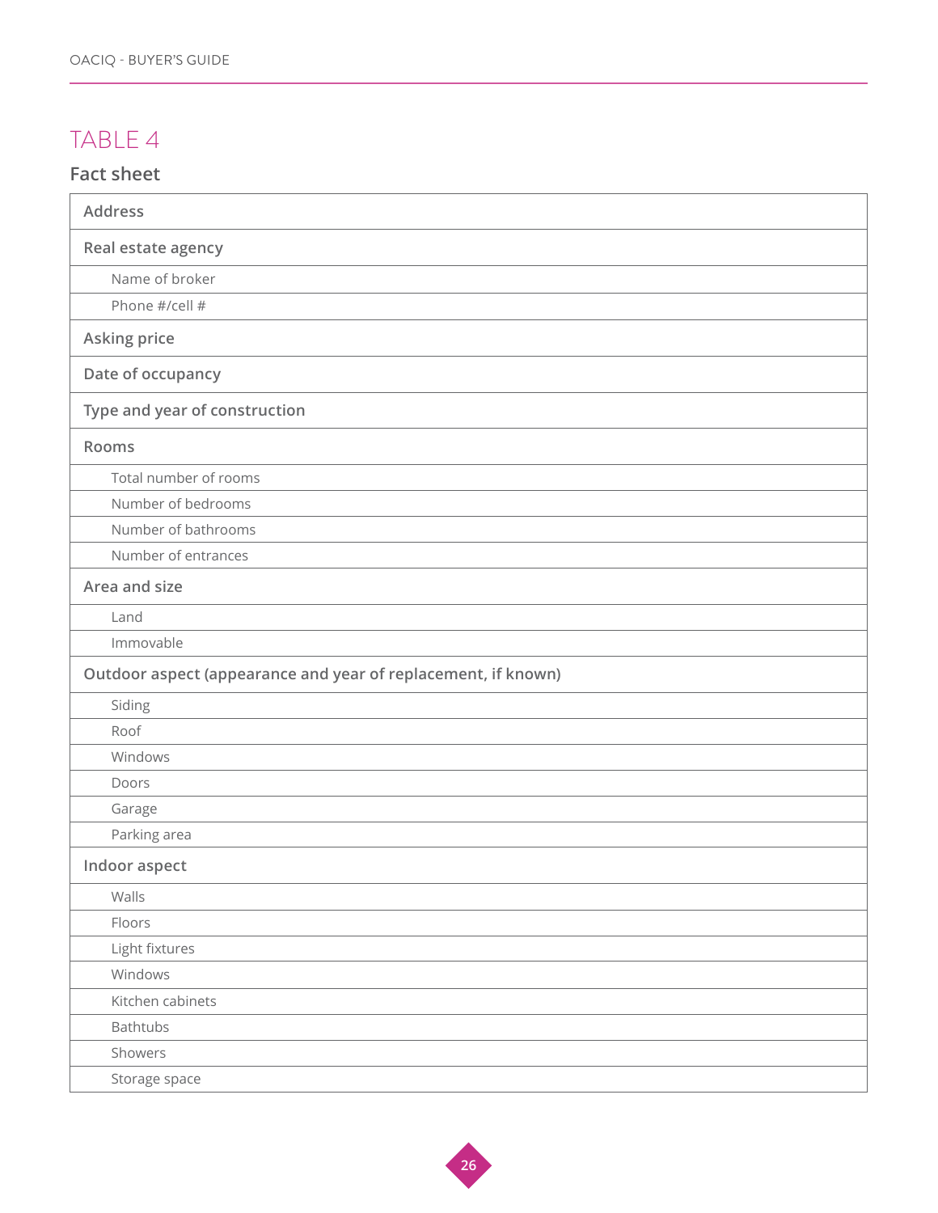## TABLE 4

### Fact sheet

| Address |
|---|
| **Real estate agency** |
| Name of broker |
| Phone #/cell # |
| **Asking price** |
| **Date of occupancy** |
| **Type and year of construction** |
| **Rooms** |
| Total number of rooms |
| Number of bedrooms |
| Number of bathrooms |
| Number of entrances |
| **Area and size** |
| Land |
| Immovable |
| **Outdoor aspect (appearance and year of replacement, if known)** |
| Siding |
| Roof |
| Windows |
| Doors |
| Garage |
| Parking area |
| **Indoor aspect** |
| Walls |
| Floors |
| Light fixtures |
| Windows |
| Kitchen cabinets |
| Bathtubs |
| Showers |
| Storage space |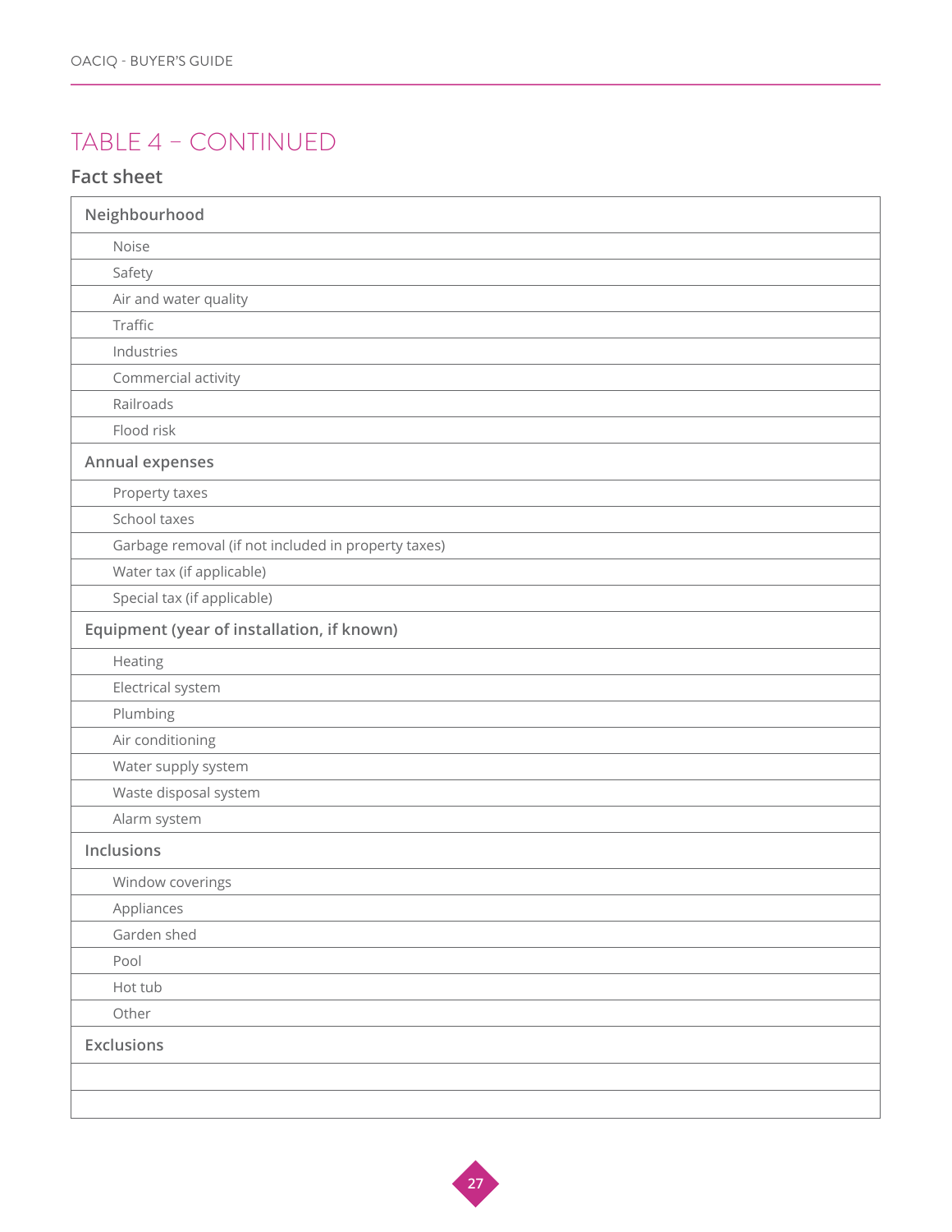## TABLE 4 – CONTINUED

### Fact sheet

| Neighbourhood |
|---|
| Noise |
| Safety |
| Air and water quality |
| Traffic |
| Industries |
| Commercial activity |
| Railroads |
| Flood risk |
| **Annual expenses** |
| Property taxes |
| School taxes |
| Garbage removal (if not included in property taxes) |
| Water tax (if applicable) |
| Special tax (if applicable) |
| **Equipment (year of installation, if known)** |
| Heating |
| Electrical system |
| Plumbing |
| Air conditioning |
| Water supply system |
| Waste disposal system |
| Alarm system |
| **Inclusions** |
| Window coverings |
| Appliances |
| Garden shed |
| Pool |
| Hot tub |
| Other |
| **Exclusions** |
| |
| |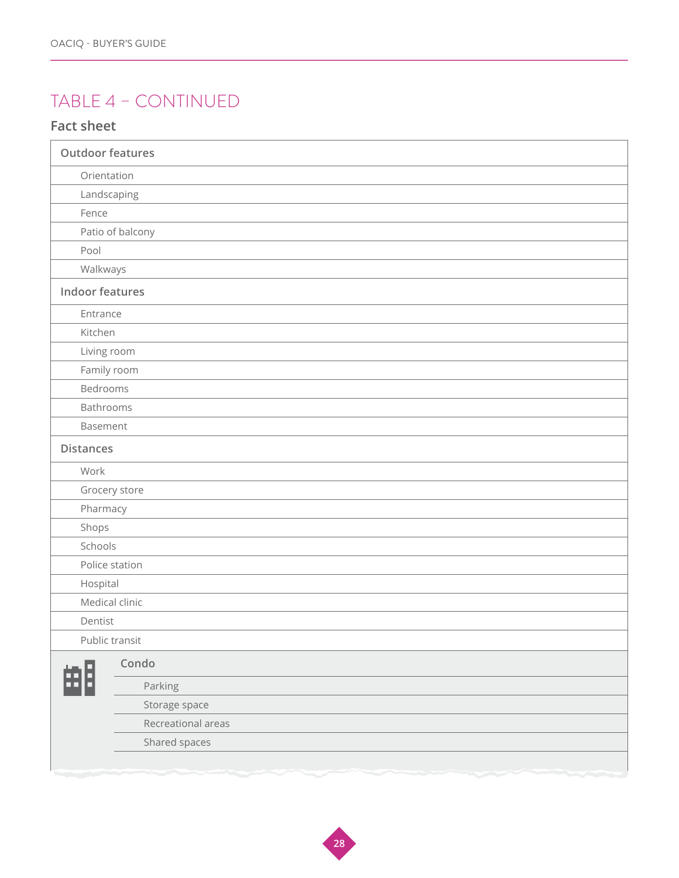## TABLE 4 – CONTINUED

### Fact sheet

| Outdoor features |
|---|
| Orientation |
| Landscaping |
| Fence |
| Patio of balcony |
| Pool |
| Walkways |
| **Indoor features** |
| Entrance |
| Kitchen |
| Living room |
| Family room |
| Bedrooms |
| Bathrooms |
| Basement |
| **Distances** |
| Work |
| Grocery store |
| Pharmacy |
| Shops |
| Schools |
| Police station |
| Hospital |
| Medical clinic |
| Dentist |
| Public transit |
| **Condo** |
| Parking |
| Storage space |
| Recreational areas |
| Shared spaces |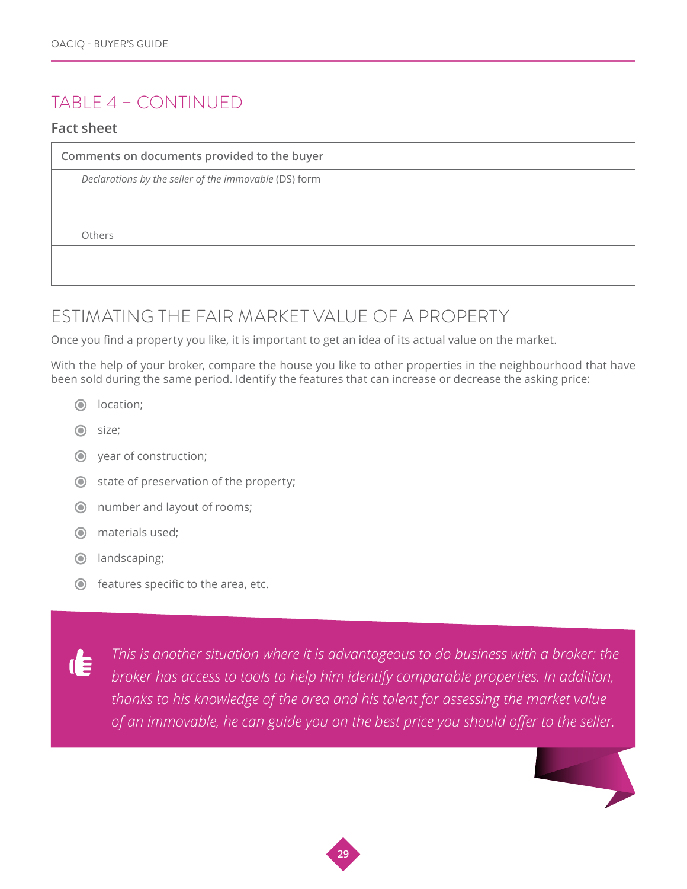## TABLE 4 – CONTINUED

### Fact sheet

| Comments on documents provided to the buyer |
|---|
| *Declarations by the seller of the immovable* (DS) form |
| |
| |
| Others |
| |
| |

## ESTIMATING THE FAIR MARKET VALUE OF A PROPERTY

Once you find a property you like, it is important to get an idea of its actual value on the market.

With the help of your broker, compare the house you like to other properties in the neighbourhood that have been sold during the same period. Identify the features that can increase or decrease the asking price:

- location;
- size;
- year of construction;
- state of preservation of the property;
- number and layout of rooms;
- materials used;
- landscaping;
- features specific to the area, etc.

*This is another situation where it is advantageous to do business with a broker: the broker has access to tools to help him identify comparable properties. In addition, thanks to his knowledge of the area and his talent for assessing the market value of an immovable, he can guide you on the best price you should offer to the seller.*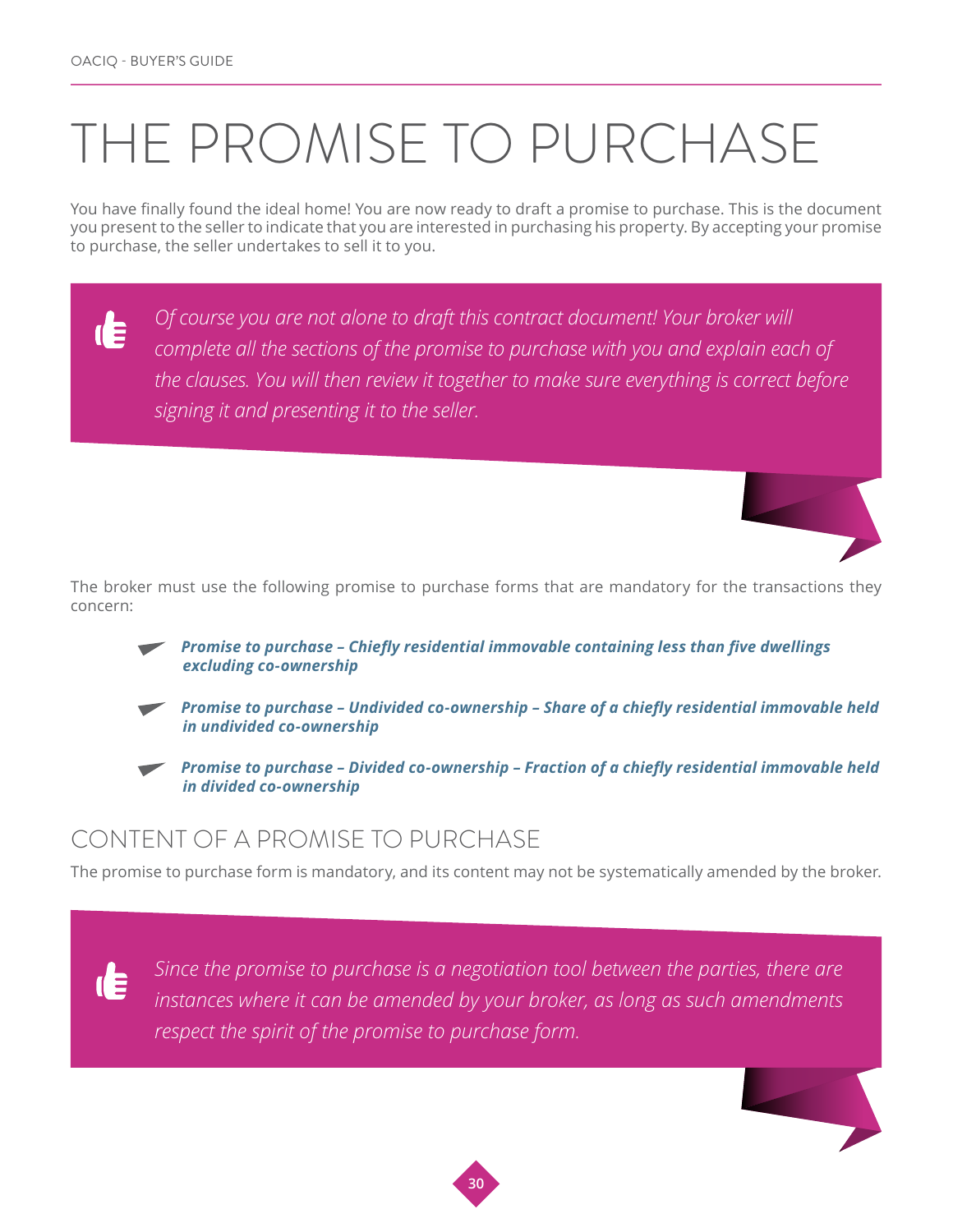# THE PROMISE TO PURCHASE

You have finally found the ideal home! You are now ready to draft a promise to purchase. This is the document you present to the seller to indicate that you are interested in purchasing his property. By accepting your promise to purchase, the seller undertakes to sell it to you.

> *Of course you are not alone to draft this contract document! Your broker will complete all the sections of the promise to purchase with you and explain each of the clauses. You will then review it together to make sure everything is correct before signing it and presenting it to the seller.*

The broker must use the following promise to purchase forms that are mandatory for the transactions they concern:

- ***Promise to purchase – Chiefly residential immovable containing less than five dwellings excluding co-ownership***
- ***Promise to purchase – Undivided co-ownership – Share of a chiefly residential immovable held in undivided co-ownership***
- ***Promise to purchase – Divided co-ownership – Fraction of a chiefly residential immovable held in divided co-ownership***

## CONTENT OF A PROMISE TO PURCHASE

The promise to purchase form is mandatory, and its content may not be systematically amended by the broker.

> *Since the promise to purchase is a negotiation tool between the parties, there are instances where it can be amended by your broker, as long as such amendments respect the spirit of the promise to purchase form.*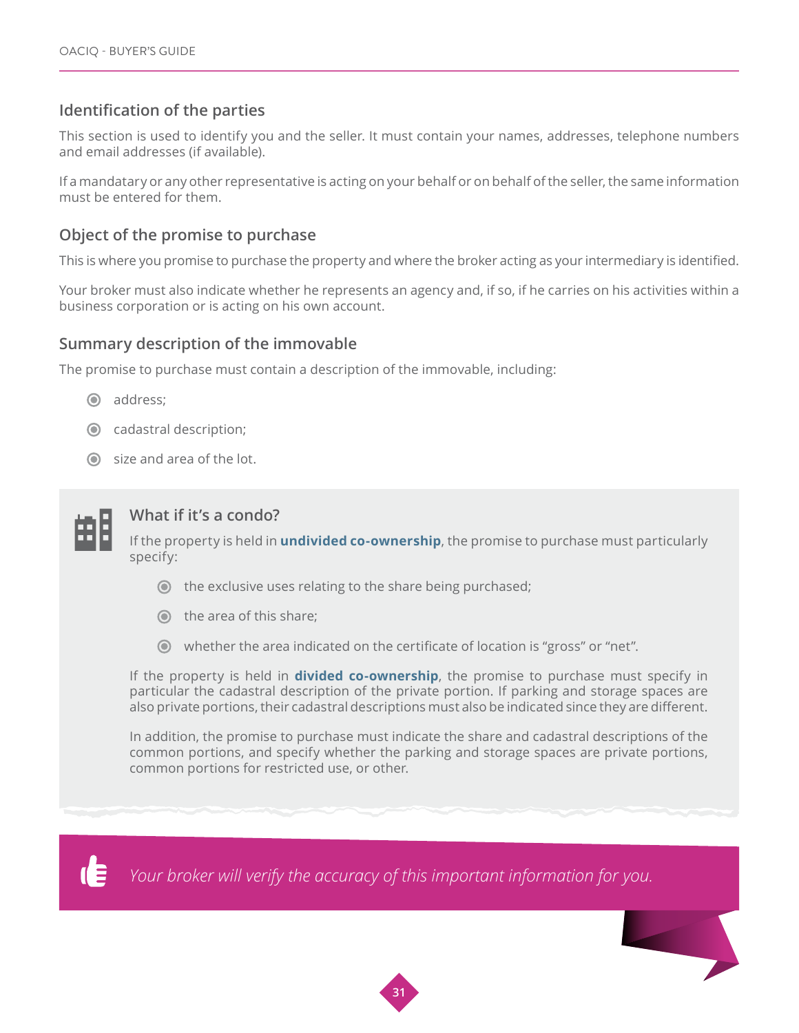## Identification of the parties

This section is used to identify you and the seller. It must contain your names, addresses, telephone numbers and email addresses (if available).

If a mandatary or any other representative is acting on your behalf or on behalf of the seller, the same information must be entered for them.

## Object of the promise to purchase

This is where you promise to purchase the property and where the broker acting as your intermediary is identified.

Your broker must also indicate whether he represents an agency and, if so, if he carries on his activities within a business corporation or is acting on his own account.

## Summary description of the immovable

The promise to purchase must contain a description of the immovable, including:

- address;
- cadastral description;
- size and area of the lot.

### What if it's a condo?

If the property is held in **undivided co-ownership**, the promise to purchase must particularly specify:

- the exclusive uses relating to the share being purchased;
- the area of this share;
- whether the area indicated on the certificate of location is "gross" or "net".

If the property is held in **divided co-ownership**, the promise to purchase must specify in particular the cadastral description of the private portion. If parking and storage spaces are also private portions, their cadastral descriptions must also be indicated since they are different.

In addition, the promise to purchase must indicate the share and cadastral descriptions of the common portions, and specify whether the parking and storage spaces are private portions, common portions for restricted use, or other.

*Your broker will verify the accuracy of this important information for you.*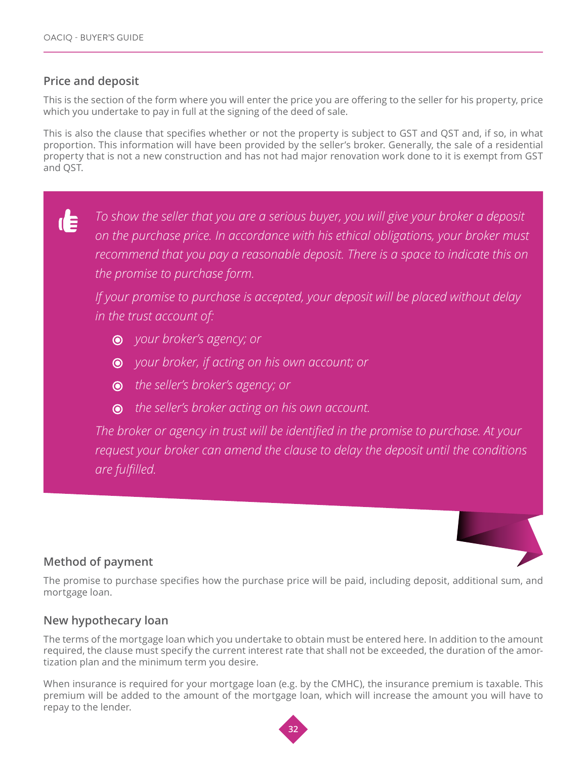## Price and deposit

This is the section of the form where you will enter the price you are offering to the seller for his property, price which you undertake to pay in full at the signing of the deed of sale.

This is also the clause that specifies whether or not the property is subject to GST and QST and, if so, in what proportion. This information will have been provided by the seller's broker. Generally, the sale of a residential property that is not a new construction and has not had major renovation work done to it is exempt from GST and QST.

*To show the seller that you are a serious buyer, you will give your broker a deposit on the purchase price. In accordance with his ethical obligations, your broker must recommend that you pay a reasonable deposit. There is a space to indicate this on the promise to purchase form.*

*If your promise to purchase is accepted, your deposit will be placed without delay in the trust account of:*

- *your broker's agency; or*
- *your broker, if acting on his own account; or*
- *the seller's broker's agency; or*
- *the seller's broker acting on his own account.*

*The broker or agency in trust will be identified in the promise to purchase. At your request your broker can amend the clause to delay the deposit until the conditions are fulfilled.*

## Method of payment

The promise to purchase specifies how the purchase price will be paid, including deposit, additional sum, and mortgage loan.

## New hypothecary loan

The terms of the mortgage loan which you undertake to obtain must be entered here. In addition to the amount required, the clause must specify the current interest rate that shall not be exceeded, the duration of the amortization plan and the minimum term you desire.

When insurance is required for your mortgage loan (e.g. by the CMHC), the insurance premium is taxable. This premium will be added to the amount of the mortgage loan, which will increase the amount you will have to repay to the lender.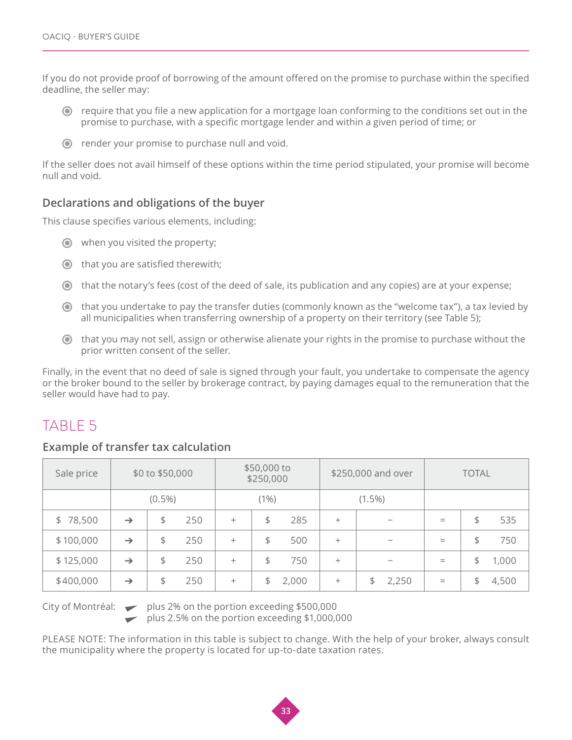If you do not provide proof of borrowing of the amount offered on the promise to purchase within the specified deadline, the seller may:

- require that you file a new application for a mortgage loan conforming to the conditions set out in the promise to purchase, with a specific mortgage lender and within a given period of time; or
- render your promise to purchase null and void.

If the seller does not avail himself of these options within the time period stipulated, your promise will become null and void.

### Declarations and obligations of the buyer

This clause specifies various elements, including:

- when you visited the property;
- that you are satisfied therewith;
- that the notary's fees (cost of the deed of sale, its publication and any copies) are at your expense;
- that you undertake to pay the transfer duties (commonly known as the "welcome tax"), a tax levied by all municipalities when transferring ownership of a property on their territory (see Table 5);
- that you may not sell, assign or otherwise alienate your rights in the promise to purchase without the prior written consent of the seller.

Finally, in the event that no deed of sale is signed through your fault, you undertake to compensate the agency or the broker bound to the seller by brokerage contract, by paying damages equal to the remuneration that the seller would have had to pay.

## TABLE 5

### Example of transfer tax calculation

| Sale price | $0 to $50,000 | $50,000 to $250,000 | | $250,000 and over | | TOTAL |
|---|---|---|---|---|---|---|
| | (0.5%) | (1%) | | (1.5%) | | |
| $ 78,500 → | $ 250 | + | $ 285 | + | – | = $ 535 |
| $ 100,000 → | $ 250 | + | $ 500 | + | – | = $ 750 |
| $ 125,000 → | $ 250 | + | $ 750 | + | – | = $ 1,000 |
| $ 400,000 → | $ 250 | + | $ 2,000 | + | $ 2,250 | = $ 4,500 |

City of Montréal:
- plus 2% on the portion exceeding $500,000
- plus 2.5% on the portion exceeding $1,000,000

PLEASE NOTE: The information in this table is subject to change. With the help of your broker, always consult the municipality where the property is located for up-to-date taxation rates.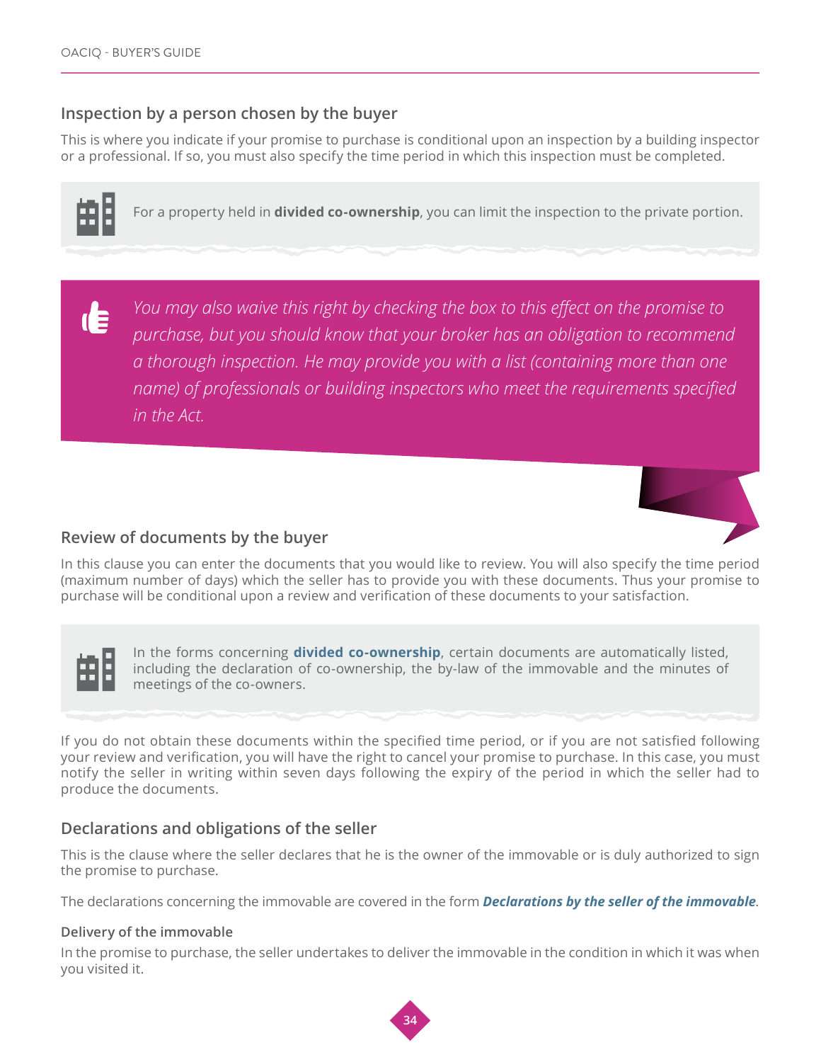## Inspection by a person chosen by the buyer

This is where you indicate if your promise to purchase is conditional upon an inspection by a building inspector or a professional. If so, you must also specify the time period in which this inspection must be completed.

> For a property held in **divided co-ownership**, you can limit the inspection to the private portion.

> *You may also waive this right by checking the box to this effect on the promise to purchase, but you should know that your broker has an obligation to recommend a thorough inspection. He may provide you with a list (containing more than one name) of professionals or building inspectors who meet the requirements specified in the Act.*

## Review of documents by the buyer

In this clause you can enter the documents that you would like to review. You will also specify the time period (maximum number of days) which the seller has to provide you with these documents. Thus your promise to purchase will be conditional upon a review and verification of these documents to your satisfaction.

> In the forms concerning **divided co-ownership**, certain documents are automatically listed, including the declaration of co-ownership, the by-law of the immovable and the minutes of meetings of the co-owners.

If you do not obtain these documents within the specified time period, or if you are not satisfied following your review and verification, you will have the right to cancel your promise to purchase. In this case, you must notify the seller in writing within seven days following the expiry of the period in which the seller had to produce the documents.

## Declarations and obligations of the seller

This is the clause where the seller declares that he is the owner of the immovable or is duly authorized to sign the promise to purchase.

The declarations concerning the immovable are covered in the form ***Declarations by the seller of the immovable***.

### Delivery of the immovable

In the promise to purchase, the seller undertakes to deliver the immovable in the condition in which it was when you visited it.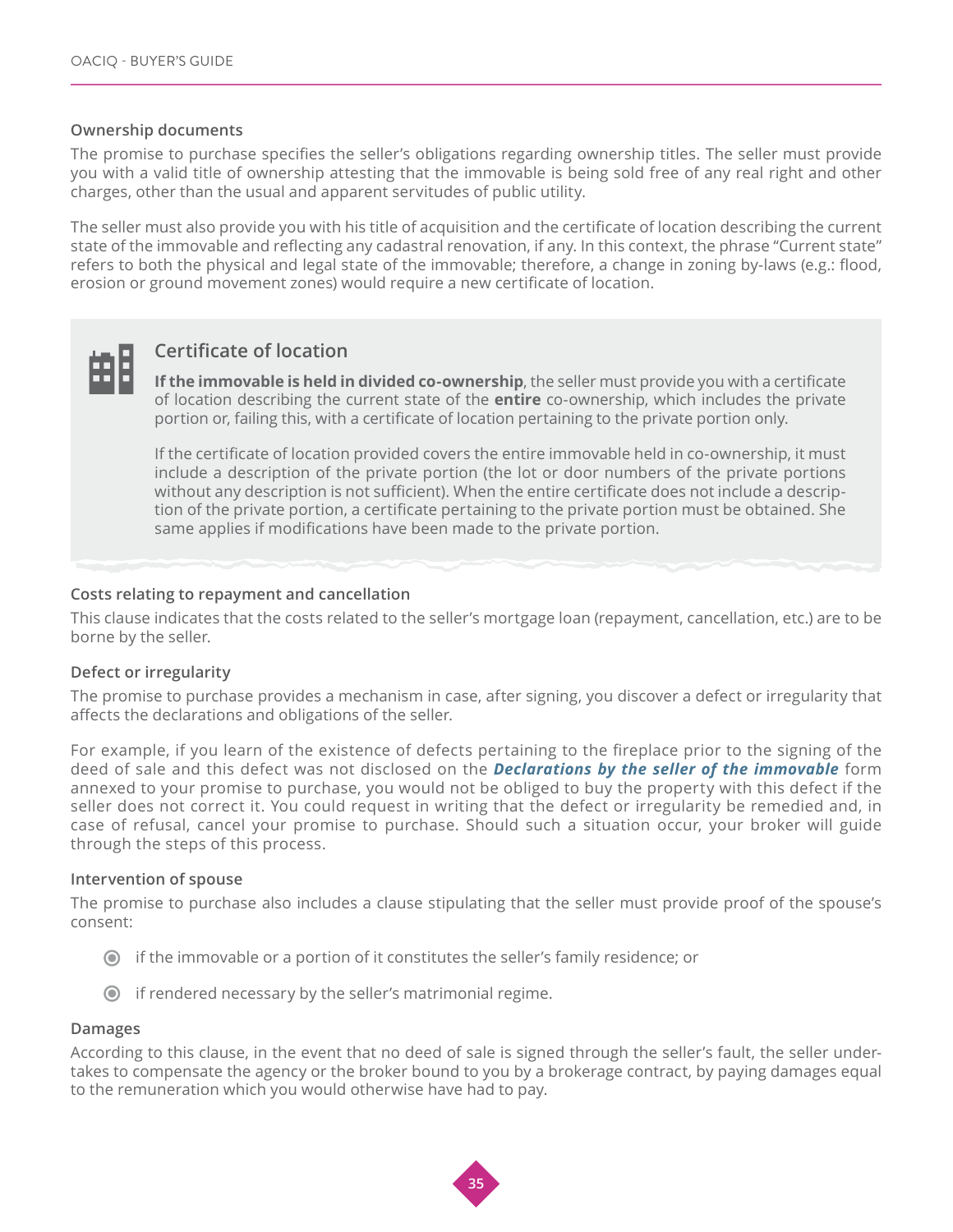### Ownership documents

The promise to purchase specifies the seller's obligations regarding ownership titles. The seller must provide you with a valid title of ownership attesting that the immovable is being sold free of any real right and other charges, other than the usual and apparent servitudes of public utility.

The seller must also provide you with his title of acquisition and the certificate of location describing the current state of the immovable and reflecting any cadastral renovation, if any. In this context, the phrase "Current state" refers to both the physical and legal state of the immovable; therefore, a change in zoning by-laws (e.g.: flood, erosion or ground movement zones) would require a new certificate of location.

> **Certificate of location**
>
> **If the immovable is held in divided co-ownership**, the seller must provide you with a certificate of location describing the current state of the **entire** co-ownership, which includes the private portion or, failing this, with a certificate of location pertaining to the private portion only.
>
> If the certificate of location provided covers the entire immovable held in co-ownership, it must include a description of the private portion (the lot or door numbers of the private portions without any description is not sufficient). When the entire certificate does not include a description of the private portion, a certificate pertaining to the private portion must be obtained. She same applies if modifications have been made to the private portion.

### Costs relating to repayment and cancellation

This clause indicates that the costs related to the seller's mortgage loan (repayment, cancellation, etc.) are to be borne by the seller.

### Defect or irregularity

The promise to purchase provides a mechanism in case, after signing, you discover a defect or irregularity that affects the declarations and obligations of the seller.

For example, if you learn of the existence of defects pertaining to the fireplace prior to the signing of the deed of sale and this defect was not disclosed on the ***Declarations by the seller of the immovable*** form annexed to your promise to purchase, you would not be obliged to buy the property with this defect if the seller does not correct it. You could request in writing that the defect or irregularity be remedied and, in case of refusal, cancel your promise to purchase. Should such a situation occur, your broker will guide through the steps of this process.

### Intervention of spouse

The promise to purchase also includes a clause stipulating that the seller must provide proof of the spouse's consent:

- if the immovable or a portion of it constitutes the seller's family residence; or
- if rendered necessary by the seller's matrimonial regime.

### Damages

According to this clause, in the event that no deed of sale is signed through the seller's fault, the seller undertakes to compensate the agency or the broker bound to you by a brokerage contract, by paying damages equal to the remuneration which you would otherwise have had to pay.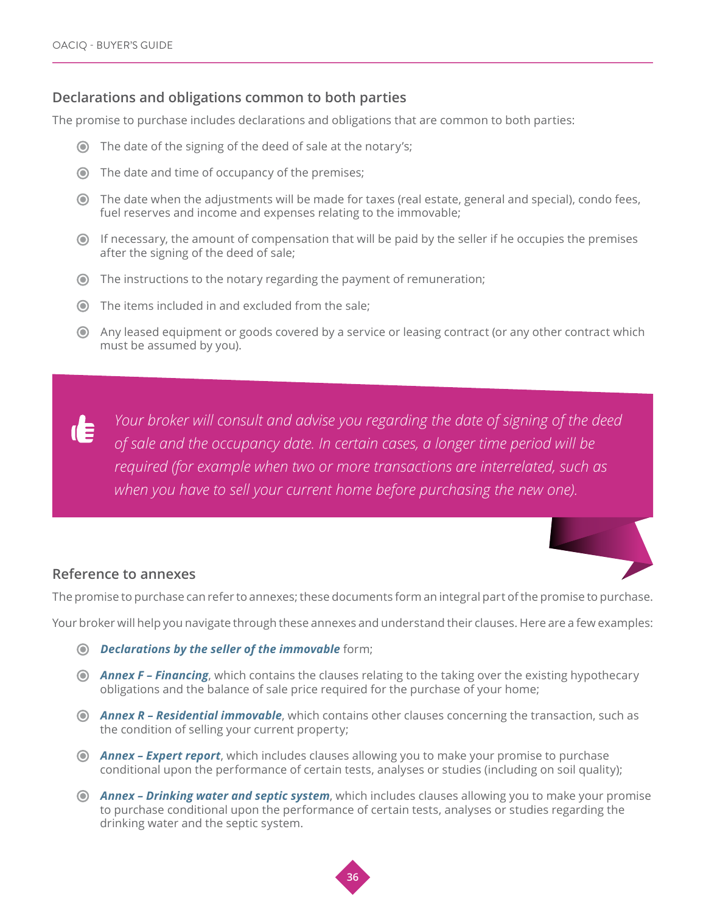## Declarations and obligations common to both parties

The promise to purchase includes declarations and obligations that are common to both parties:

- The date of the signing of the deed of sale at the notary's;
- The date and time of occupancy of the premises;
- The date when the adjustments will be made for taxes (real estate, general and special), condo fees, fuel reserves and income and expenses relating to the immovable;
- If necessary, the amount of compensation that will be paid by the seller if he occupies the premises after the signing of the deed of sale;
- The instructions to the notary regarding the payment of remuneration;
- The items included in and excluded from the sale;
- Any leased equipment or goods covered by a service or leasing contract (or any other contract which must be assumed by you).

> *Your broker will consult and advise you regarding the date of signing of the deed of sale and the occupancy date. In certain cases, a longer time period will be required (for example when two or more transactions are interrelated, such as when you have to sell your current home before purchasing the new one).*

## Reference to annexes

The promise to purchase can refer to annexes; these documents form an integral part of the promise to purchase.

Your broker will help you navigate through these annexes and understand their clauses. Here are a few examples:

- ***Declarations by the seller of the immovable*** form;
- ***Annex F – Financing***, which contains the clauses relating to the taking over the existing hypothecary obligations and the balance of sale price required for the purchase of your home;
- ***Annex R – Residential immovable***, which contains other clauses concerning the transaction, such as the condition of selling your current property;
- ***Annex – Expert report***, which includes clauses allowing you to make your promise to purchase conditional upon the performance of certain tests, analyses or studies (including on soil quality);
- ***Annex – Drinking water and septic system***, which includes clauses allowing you to make your promise to purchase conditional upon the performance of certain tests, analyses or studies regarding the drinking water and the septic system.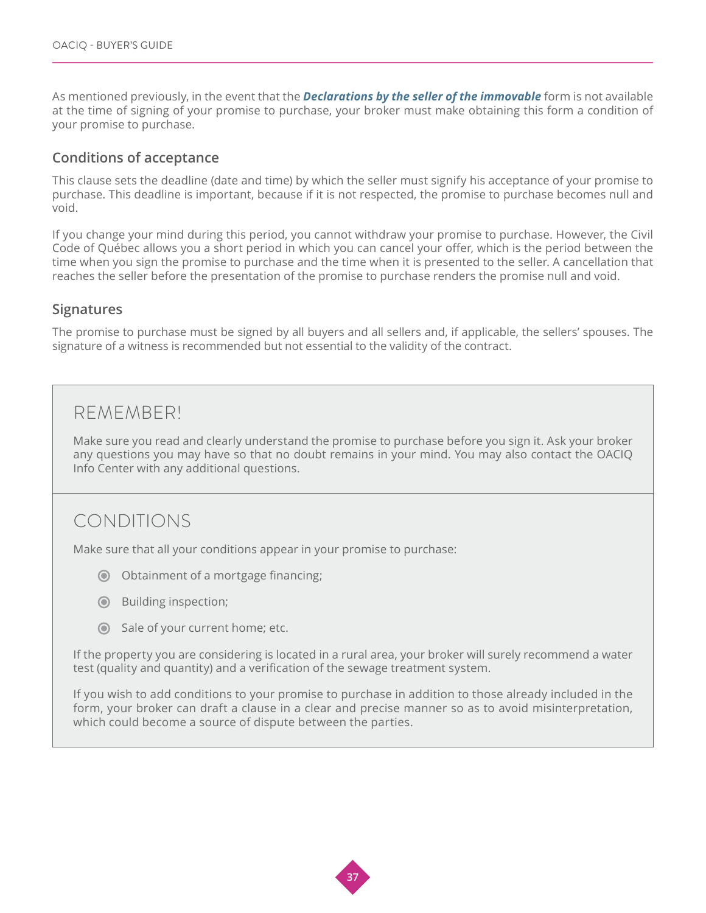As mentioned previously, in the event that the ***Declarations by the seller of the immovable*** form is not available at the time of signing of your promise to purchase, your broker must make obtaining this form a condition of your promise to purchase.

### Conditions of acceptance

This clause sets the deadline (date and time) by which the seller must signify his acceptance of your promise to purchase. This deadline is important, because if it is not respected, the promise to purchase becomes null and void.

If you change your mind during this period, you cannot withdraw your promise to purchase. However, the Civil Code of Québec allows you a short period in which you can cancel your offer, which is the period between the time when you sign the promise to purchase and the time when it is presented to the seller. A cancellation that reaches the seller before the presentation of the promise to purchase renders the promise null and void.

### Signatures

The promise to purchase must be signed by all buyers and all sellers and, if applicable, the sellers' spouses. The signature of a witness is recommended but not essential to the validity of the contract.

## REMEMBER!

Make sure you read and clearly understand the promise to purchase before you sign it. Ask your broker any questions you may have so that no doubt remains in your mind. You may also contact the OACIQ Info Center with any additional questions.

## CONDITIONS

Make sure that all your conditions appear in your promise to purchase:

- Obtainment of a mortgage financing;
- Building inspection;
- Sale of your current home; etc.

If the property you are considering is located in a rural area, your broker will surely recommend a water test (quality and quantity) and a verification of the sewage treatment system.

If you wish to add conditions to your promise to purchase in addition to those already included in the form, your broker can draft a clause in a clear and precise manner so as to avoid misinterpretation, which could become a source of dispute between the parties.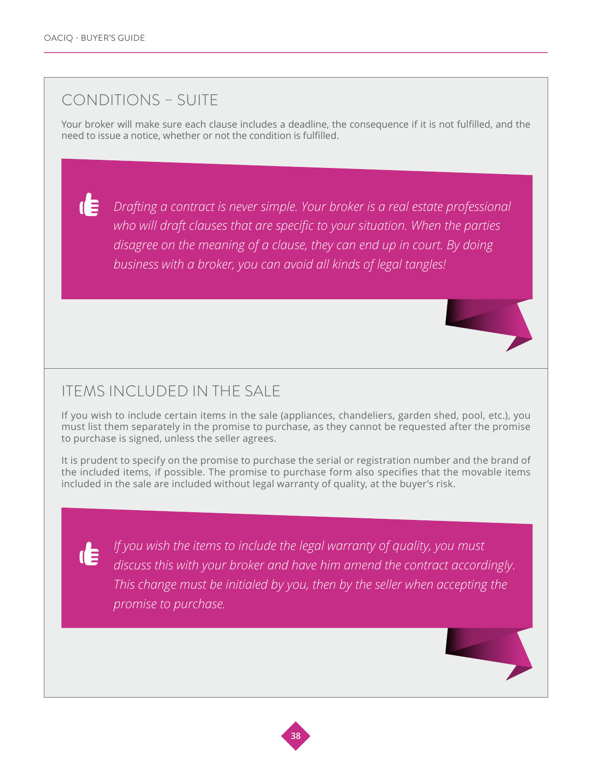## CONDITIONS – SUITE

Your broker will make sure each clause includes a deadline, the consequence if it is not fulfilled, and the need to issue a notice, whether or not the condition is fulfilled.

> *Drafting a contract is never simple. Your broker is a real estate professional who will draft clauses that are specific to your situation. When the parties disagree on the meaning of a clause, they can end up in court. By doing business with a broker, you can avoid all kinds of legal tangles!*

## ITEMS INCLUDED IN THE SALE

If you wish to include certain items in the sale (appliances, chandeliers, garden shed, pool, etc.), you must list them separately in the promise to purchase, as they cannot be requested after the promise to purchase is signed, unless the seller agrees.

It is prudent to specify on the promise to purchase the serial or registration number and the brand of the included items, if possible. The promise to purchase form also specifies that the movable items included in the sale are included without legal warranty of quality, at the buyer's risk.

> *If you wish the items to include the legal warranty of quality, you must discuss this with your broker and have him amend the contract accordingly. This change must be initialed by you, then by the seller when accepting the promise to purchase.*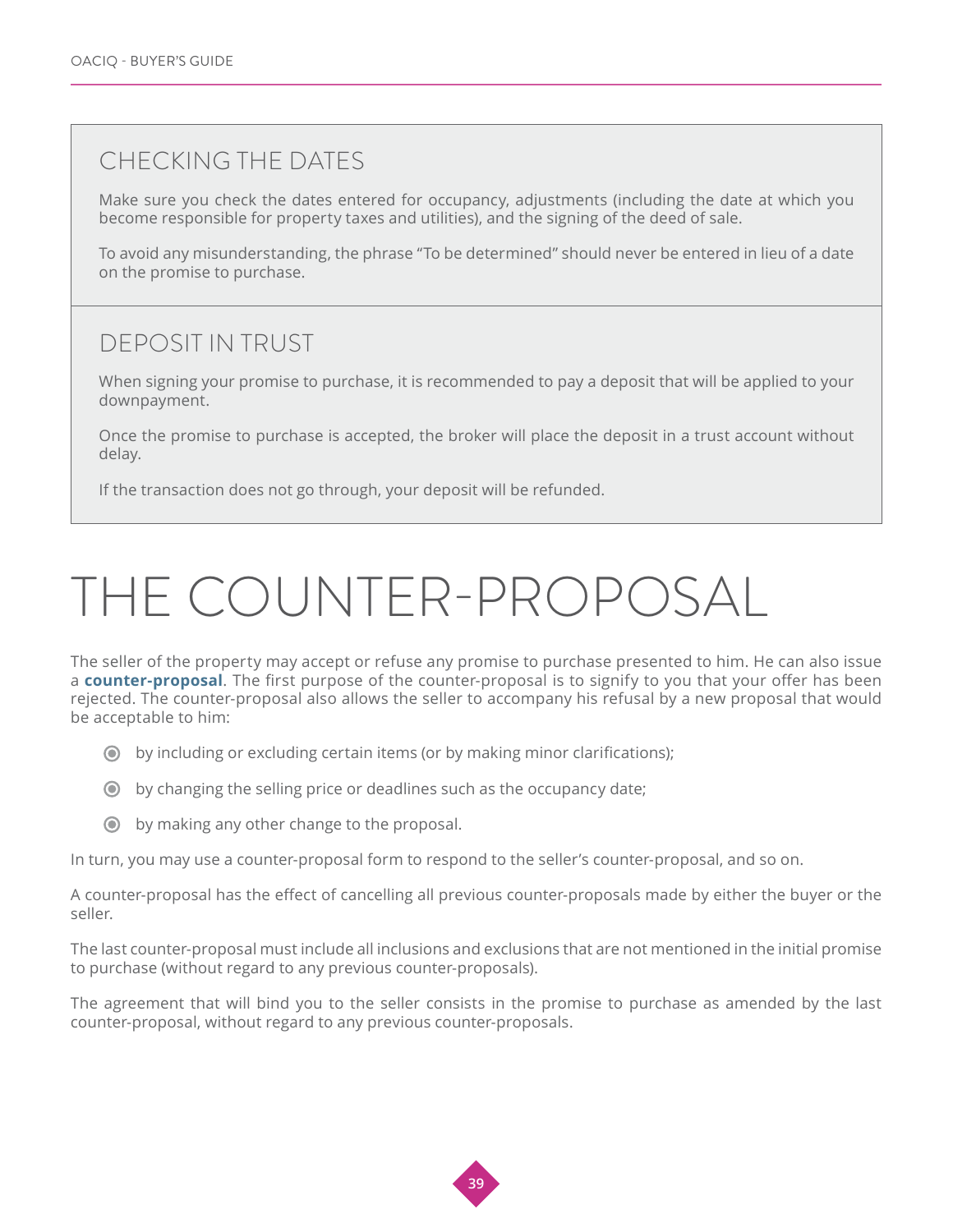## CHECKING THE DATES

Make sure you check the dates entered for occupancy, adjustments (including the date at which you become responsible for property taxes and utilities), and the signing of the deed of sale.

To avoid any misunderstanding, the phrase "To be determined" should never be entered in lieu of a date on the promise to purchase.

## DEPOSIT IN TRUST

When signing your promise to purchase, it is recommended to pay a deposit that will be applied to your downpayment.

Once the promise to purchase is accepted, the broker will place the deposit in a trust account without delay.

If the transaction does not go through, your deposit will be refunded.

# THE COUNTER-PROPOSAL

The seller of the property may accept or refuse any promise to purchase presented to him. He can also issue a **counter-proposal**. The first purpose of the counter-proposal is to signify to you that your offer has been rejected. The counter-proposal also allows the seller to accompany his refusal by a new proposal that would be acceptable to him:

- by including or excluding certain items (or by making minor clarifications);
- by changing the selling price or deadlines such as the occupancy date;
- by making any other change to the proposal.

In turn, you may use a counter-proposal form to respond to the seller's counter-proposal, and so on.

A counter-proposal has the effect of cancelling all previous counter-proposals made by either the buyer or the seller.

The last counter-proposal must include all inclusions and exclusions that are not mentioned in the initial promise to purchase (without regard to any previous counter-proposals).

The agreement that will bind you to the seller consists in the promise to purchase as amended by the last counter-proposal, without regard to any previous counter-proposals.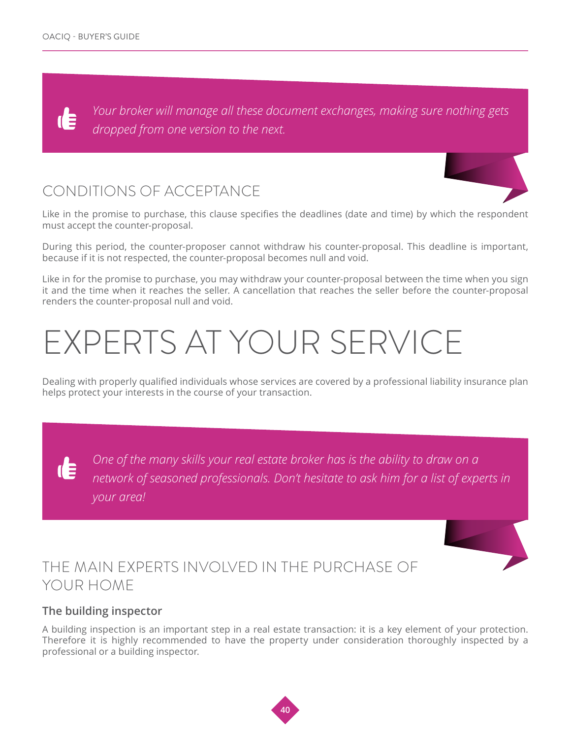*Your broker will manage all these document exchanges, making sure nothing gets dropped from one version to the next.*

## CONDITIONS OF ACCEPTANCE

Like in the promise to purchase, this clause specifies the deadlines (date and time) by which the respondent must accept the counter-proposal.

During this period, the counter-proposer cannot withdraw his counter-proposal. This deadline is important, because if it is not respected, the counter-proposal becomes null and void.

Like in for the promise to purchase, you may withdraw your counter-proposal between the time when you sign it and the time when it reaches the seller. A cancellation that reaches the seller before the counter-proposal renders the counter-proposal null and void.

# EXPERTS AT YOUR SERVICE

Dealing with properly qualified individuals whose services are covered by a professional liability insurance plan helps protect your interests in the course of your transaction.

*One of the many skills your real estate broker has is the ability to draw on a network of seasoned professionals. Don't hesitate to ask him for a list of experts in your area!*

## THE MAIN EXPERTS INVOLVED IN THE PURCHASE OF YOUR HOME

### The building inspector

A building inspection is an important step in a real estate transaction: it is a key element of your protection. Therefore it is highly recommended to have the property under consideration thoroughly inspected by a professional or a building inspector.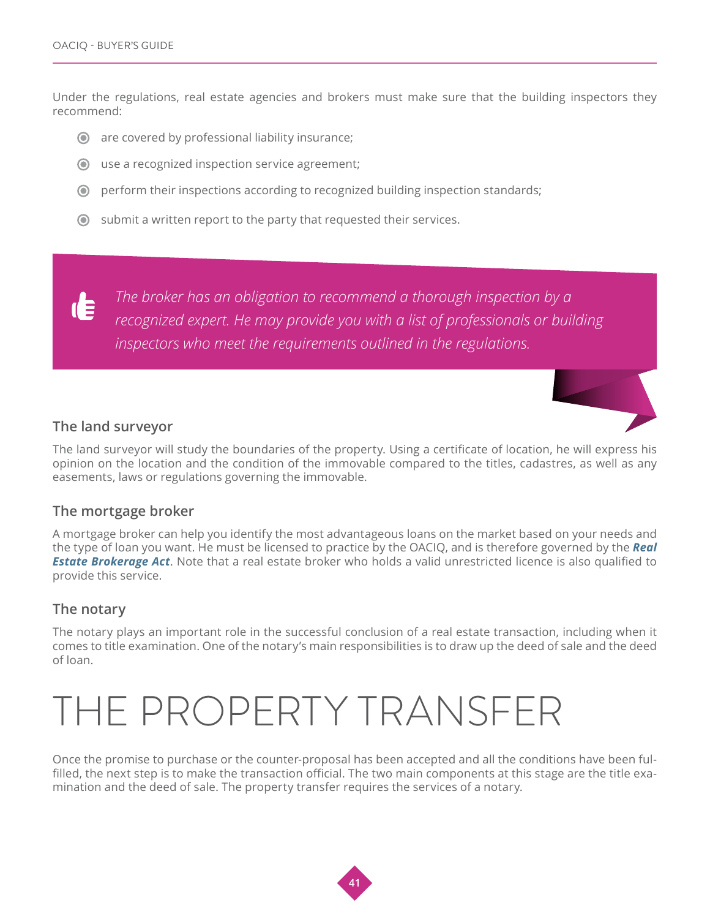Under the regulations, real estate agencies and brokers must make sure that the building inspectors they recommend:

- are covered by professional liability insurance;
- use a recognized inspection service agreement;
- perform their inspections according to recognized building inspection standards;
- submit a written report to the party that requested their services.

> *The broker has an obligation to recommend a thorough inspection by a recognized expert. He may provide you with a list of professionals or building inspectors who meet the requirements outlined in the regulations.*

### The land surveyor

The land surveyor will study the boundaries of the property. Using a certificate of location, he will express his opinion on the location and the condition of the immovable compared to the titles, cadastres, as well as any easements, laws or regulations governing the immovable.

### The mortgage broker

A mortgage broker can help you identify the most advantageous loans on the market based on your needs and the type of loan you want. He must be licensed to practice by the OACIQ, and is therefore governed by the ***Real Estate Brokerage Act***. Note that a real estate broker who holds a valid unrestricted licence is also qualified to provide this service.

### The notary

The notary plays an important role in the successful conclusion of a real estate transaction, including when it comes to title examination. One of the notary's main responsibilities is to draw up the deed of sale and the deed of loan.

# THE PROPERTY TRANSFER

Once the promise to purchase or the counter-proposal has been accepted and all the conditions have been fulfilled, the next step is to make the transaction official. The two main components at this stage are the title examination and the deed of sale. The property transfer requires the services of a notary.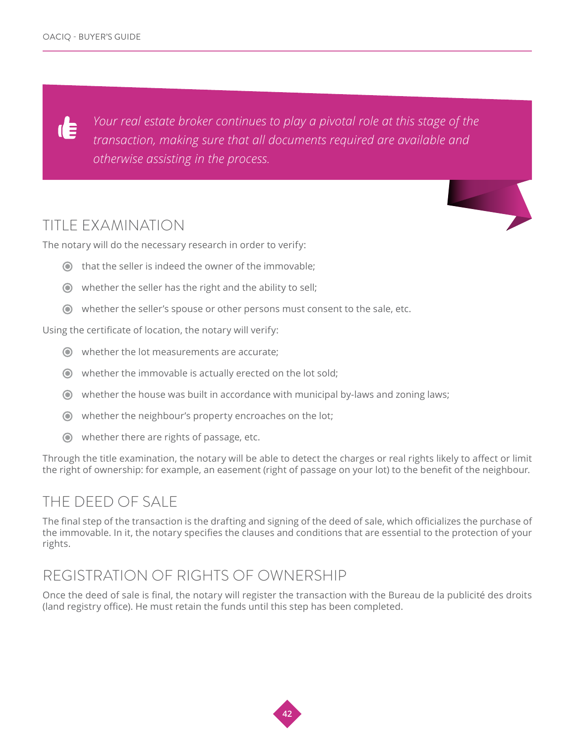*Your real estate broker continues to play a pivotal role at this stage of the transaction, making sure that all documents required are available and otherwise assisting in the process.*

## TITLE EXAMINATION

The notary will do the necessary research in order to verify:

- that the seller is indeed the owner of the immovable;
- whether the seller has the right and the ability to sell;
- whether the seller's spouse or other persons must consent to the sale, etc.

Using the certificate of location, the notary will verify:

- whether the lot measurements are accurate;
- whether the immovable is actually erected on the lot sold;
- whether the house was built in accordance with municipal by-laws and zoning laws;
- whether the neighbour's property encroaches on the lot;
- whether there are rights of passage, etc.

Through the title examination, the notary will be able to detect the charges or real rights likely to affect or limit the right of ownership: for example, an easement (right of passage on your lot) to the benefit of the neighbour.

## THE DEED OF SALE

The final step of the transaction is the drafting and signing of the deed of sale, which officializes the purchase of the immovable. In it, the notary specifies the clauses and conditions that are essential to the protection of your rights.

## REGISTRATION OF RIGHTS OF OWNERSHIP

Once the deed of sale is final, the notary will register the transaction with the Bureau de la publicité des droits (land registry office). He must retain the funds until this step has been completed.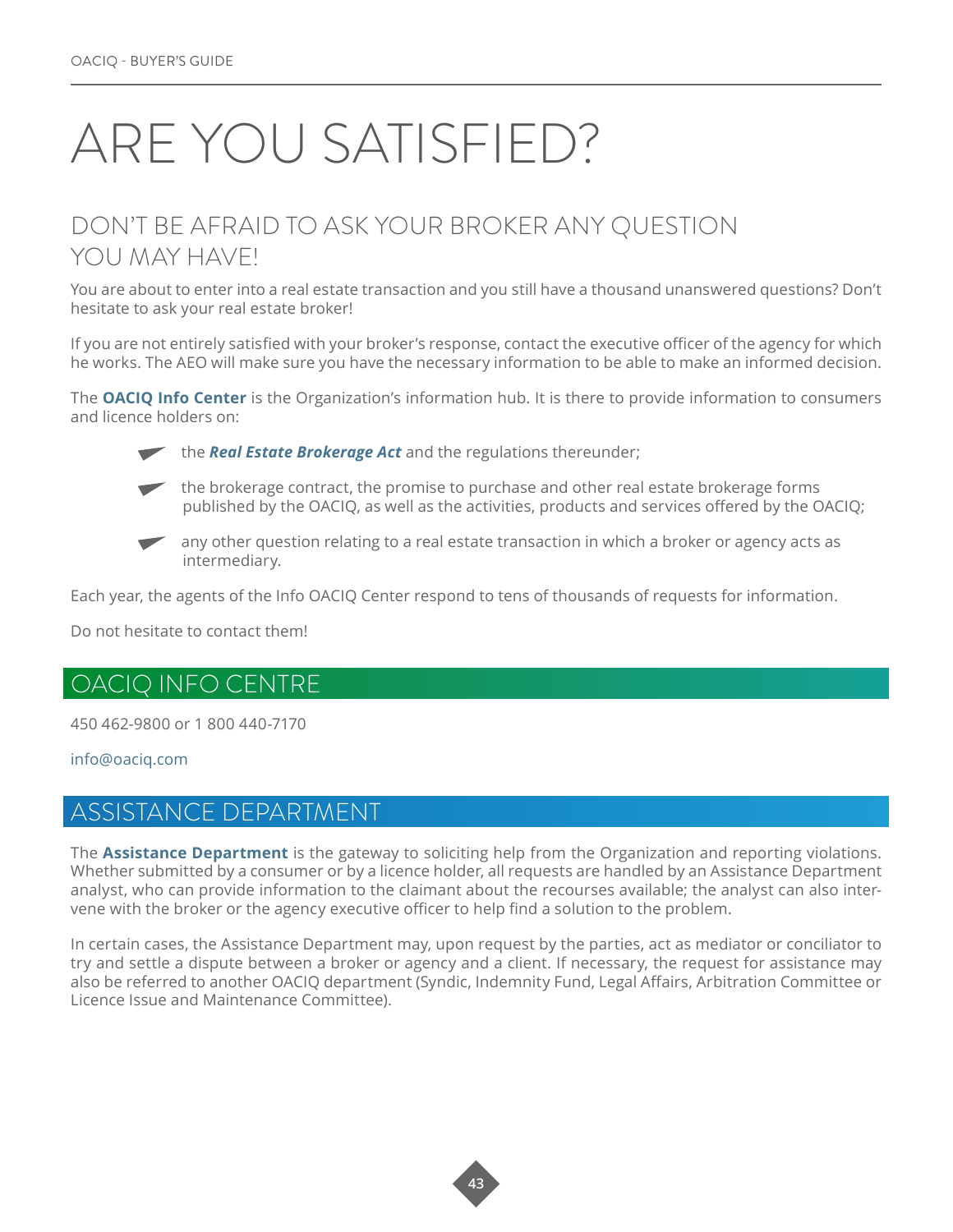# ARE YOU SATISFIED?

## DON'T BE AFRAID TO ASK YOUR BROKER ANY QUESTION YOU MAY HAVE!

You are about to enter into a real estate transaction and you still have a thousand unanswered questions? Don't hesitate to ask your real estate broker!

If you are not entirely satisfied with your broker's response, contact the executive officer of the agency for which he works. The AEO will make sure you have the necessary information to be able to make an informed decision.

The **OACIQ Info Center** is the Organization's information hub. It is there to provide information to consumers and licence holders on:

- the ***Real Estate Brokerage Act*** and the regulations thereunder;
- the brokerage contract, the promise to purchase and other real estate brokerage forms published by the OACIQ, as well as the activities, products and services offered by the OACIQ;
- any other question relating to a real estate transaction in which a broker or agency acts as intermediary.

Each year, the agents of the Info OACIQ Center respond to tens of thousands of requests for information.

Do not hesitate to contact them!

## OACIQ INFO CENTRE

450 462-9800 or 1 800 440-7170

info@oaciq.com

## ASSISTANCE DEPARTMENT

The **Assistance Department** is the gateway to soliciting help from the Organization and reporting violations. Whether submitted by a consumer or by a licence holder, all requests are handled by an Assistance Department analyst, who can provide information to the claimant about the recourses available; the analyst can also intervene with the broker or the agency executive officer to help find a solution to the problem.

In certain cases, the Assistance Department may, upon request by the parties, act as mediator or conciliator to try and settle a dispute between a broker or agency and a client. If necessary, the request for assistance may also be referred to another OACIQ department (Syndic, Indemnity Fund, Legal Affairs, Arbitration Committee or Licence Issue and Maintenance Committee).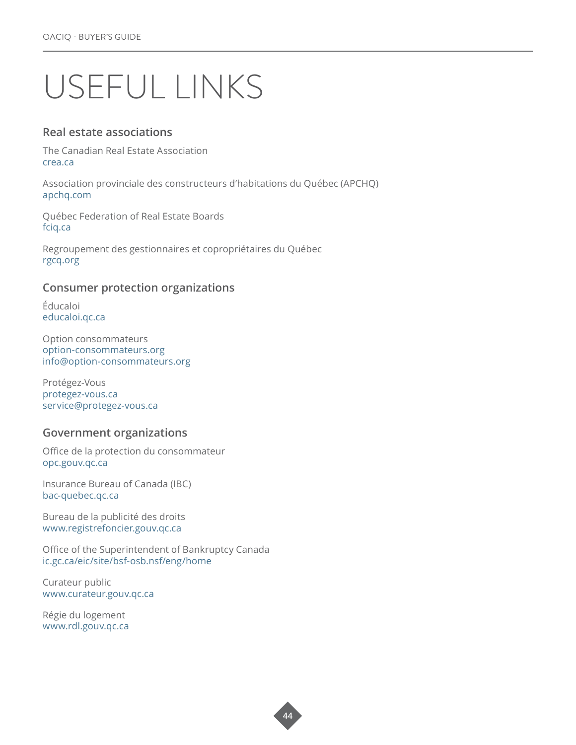# USEFUL LINKS

## Real estate associations

The Canadian Real Estate Association
crea.ca

Association provinciale des constructeurs d'habitations du Québec (APCHQ)
apchq.com

Québec Federation of Real Estate Boards
fciq.ca

Regroupement des gestionnaires et copropriétaires du Québec
rgcq.org

## Consumer protection organizations

Éducaloi
educaloi.qc.ca

Option consommateurs
option-consommateurs.org
info@option-consommateurs.org

Protégez-Vous
protegez-vous.ca
service@protegez-vous.ca

## Government organizations

Office de la protection du consommateur
opc.gouv.qc.ca

Insurance Bureau of Canada (IBC)
bac-quebec.qc.ca

Bureau de la publicité des droits
www.registrefoncier.gouv.qc.ca

Office of the Superintendent of Bankruptcy Canada
ic.gc.ca/eic/site/bsf-osb.nsf/eng/home

Curateur public
www.curateur.gouv.qc.ca

Régie du logement
www.rdl.gouv.qc.ca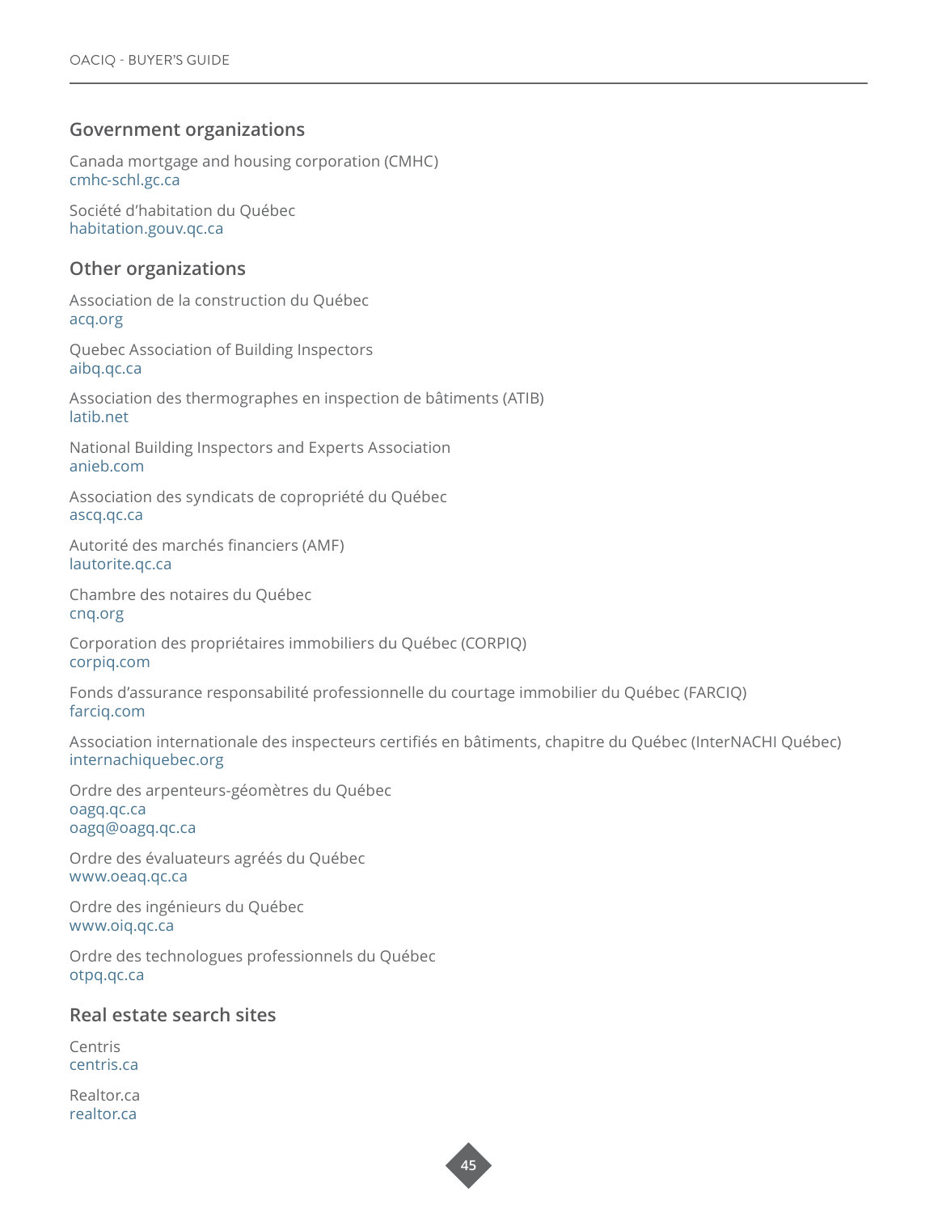## Government organizations

Canada mortgage and housing corporation (CMHC)
cmhc-schl.gc.ca

Société d'habitation du Québec
habitation.gouv.qc.ca

## Other organizations

Association de la construction du Québec
acq.org

Quebec Association of Building Inspectors
aibq.qc.ca

Association des thermographes en inspection de bâtiments (ATIB)
latib.net

National Building Inspectors and Experts Association
anieb.com

Association des syndicats de copropriété du Québec
ascq.qc.ca

Autorité des marchés financiers (AMF)
lautorite.qc.ca

Chambre des notaires du Québec
cnq.org

Corporation des propriétaires immobiliers du Québec (CORPIQ)
corpiq.com

Fonds d'assurance responsabilité professionnelle du courtage immobilier du Québec (FARCIQ)
farciq.com

Association internationale des inspecteurs certifiés en bâtiments, chapitre du Québec (InterNACHI Québec)
internachiquebec.org

Ordre des arpenteurs-géomètres du Québec
oagq.qc.ca
oagq@oagq.qc.ca

Ordre des évaluateurs agréés du Québec
www.oeaq.qc.ca

Ordre des ingénieurs du Québec
www.oiq.qc.ca

Ordre des technologues professionnels du Québec
otpq.qc.ca

## Real estate search sites

Centris
centris.ca

Realtor.ca
realtor.ca